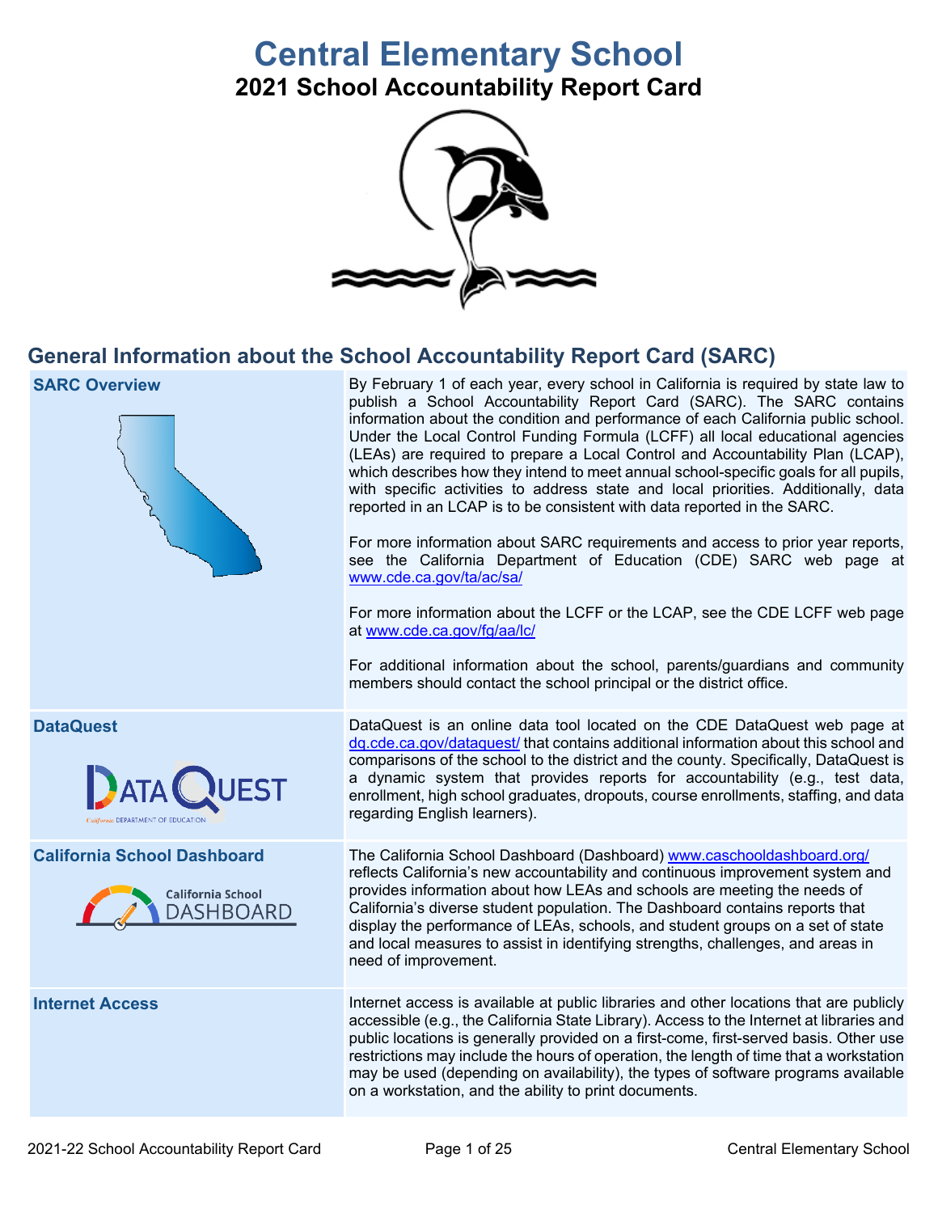# Central Elementary School

## 2021 School Accountability Report Card

## General Information about the School Accountability Report Card (SARC)

| | |
|---|---|
| **SARC Overview** | By February 1 of each year, every school in California is required by state law to publish a School Accountability Report Card (SARC). The SARC contains information about the condition and performance of each California public school. Under the Local Control Funding Formula (LCFF) all local educational agencies (LEAs) are required to prepare a Local Control and Accountability Plan (LCAP), which describes how they intend to meet annual school-specific goals for all pupils, with specific activities to address state and local priorities. Additionally, data reported in an LCAP is to be consistent with data reported in the SARC.<br><br>For more information about SARC requirements and access to prior year reports, see the California Department of Education (CDE) SARC web page at www.cde.ca.gov/ta/ac/sa/<br><br>For more information about the LCFF or the LCAP, see the CDE LCFF web page at www.cde.ca.gov/fg/aa/lc/<br><br>For additional information about the school, parents/guardians and community members should contact the school principal or the district office. |
| **DataQuest** | DataQuest is an online data tool located on the CDE DataQuest web page at dq.cde.ca.gov/dataquest/ that contains additional information about this school and comparisons of the school to the district and the county. Specifically, DataQuest is a dynamic system that provides reports for accountability (e.g., test data, enrollment, high school graduates, dropouts, course enrollments, staffing, and data regarding English learners). |
| **California School Dashboard** | The California School Dashboard (Dashboard) www.caschooldashboard.org/ reflects California's new accountability and continuous improvement system and provides information about how LEAs and schools are meeting the needs of California's diverse student population. The Dashboard contains reports that display the performance of LEAs, schools, and student groups on a set of state and local measures to assist in identifying strengths, challenges, and areas in need of improvement. |
| **Internet Access** | Internet access is available at public libraries and other locations that are publicly accessible (e.g., the California State Library). Access to the Internet at libraries and public locations is generally provided on a first-come, first-served basis. Other use restrictions may include the hours of operation, the length of time that a workstation may be used (depending on availability), the types of software programs available on a workstation, and the ability to print documents. |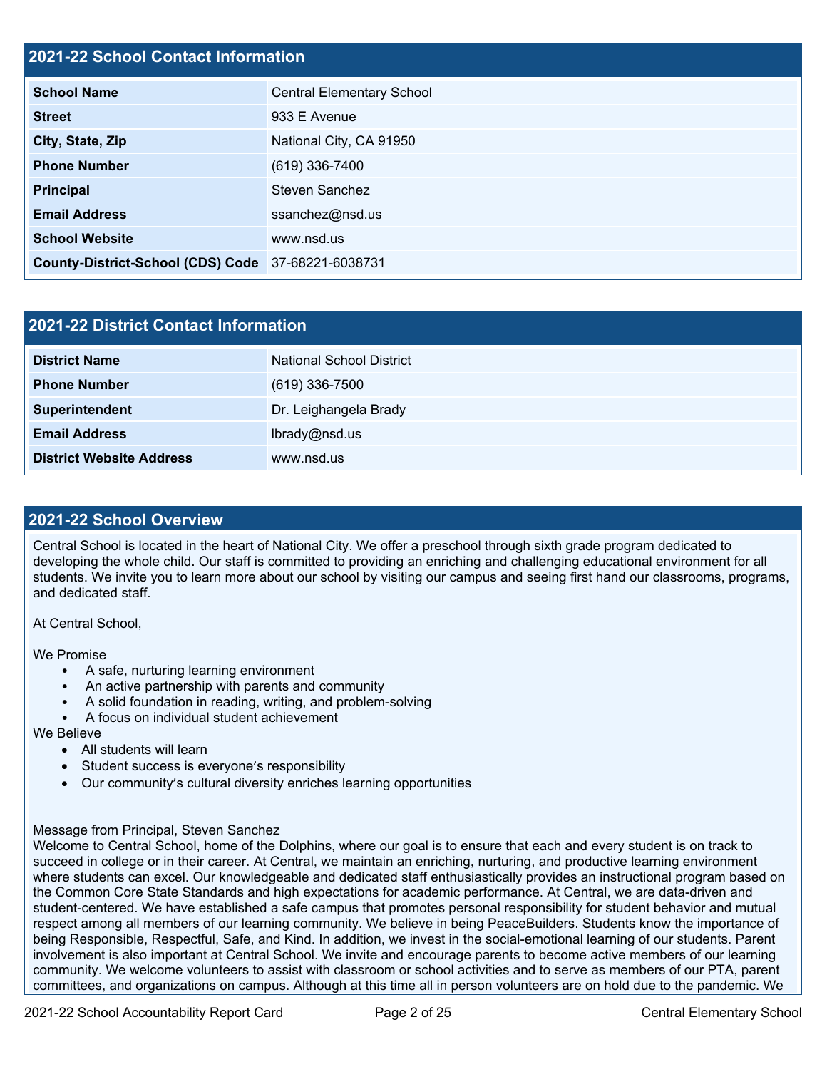## 2021-22 School Contact Information

| | |
|---|---|
| **School Name** | Central Elementary School |
| **Street** | 933 E Avenue |
| **City, State, Zip** | National City, CA 91950 |
| **Phone Number** | (619) 336-7400 |
| **Principal** | Steven Sanchez |
| **Email Address** | ssanchez@nsd.us |
| **School Website** | www.nsd.us |
| **County-District-School (CDS) Code** | 37-68221-6038731 |

## 2021-22 District Contact Information

| | |
|---|---|
| **District Name** | National School District |
| **Phone Number** | (619) 336-7500 |
| **Superintendent** | Dr. Leighangela Brady |
| **Email Address** | lbrady@nsd.us |
| **District Website Address** | www.nsd.us |

## 2021-22 School Overview

Central School is located in the heart of National City. We offer a preschool through sixth grade program dedicated to developing the whole child. Our staff is committed to providing an enriching and challenging educational environment for all students. We invite you to learn more about our school by visiting our campus and seeing first hand our classrooms, programs, and dedicated staff.

At Central School,

We Promise

- A safe, nurturing learning environment
- An active partnership with parents and community
- A solid foundation in reading, writing, and problem-solving
- A focus on individual student achievement

We Believe

- All students will learn
- Student success is everyone's responsibility
- Our community's cultural diversity enriches learning opportunities

Message from Principal, Steven Sanchez
Welcome to Central School, home of the Dolphins, where our goal is to ensure that each and every student is on track to succeed in college or in their career. At Central, we maintain an enriching, nurturing, and productive learning environment where students can excel. Our knowledgeable and dedicated staff enthusiastically provides an instructional program based on the Common Core State Standards and high expectations for academic performance. At Central, we are data-driven and student-centered. We have established a safe campus that promotes personal responsibility for student behavior and mutual respect among all members of our learning community. We believe in being PeaceBuilders. Students know the importance of being Responsible, Respectful, Safe, and Kind. In addition, we invest in the social-emotional learning of our students. Parent involvement is also important at Central School. We invite and encourage parents to become active members of our learning community. We welcome volunteers to assist with classroom or school activities and to serve as members of our PTA, parent committees, and organizations on campus. Although at this time all in person volunteers are on hold due to the pandemic. We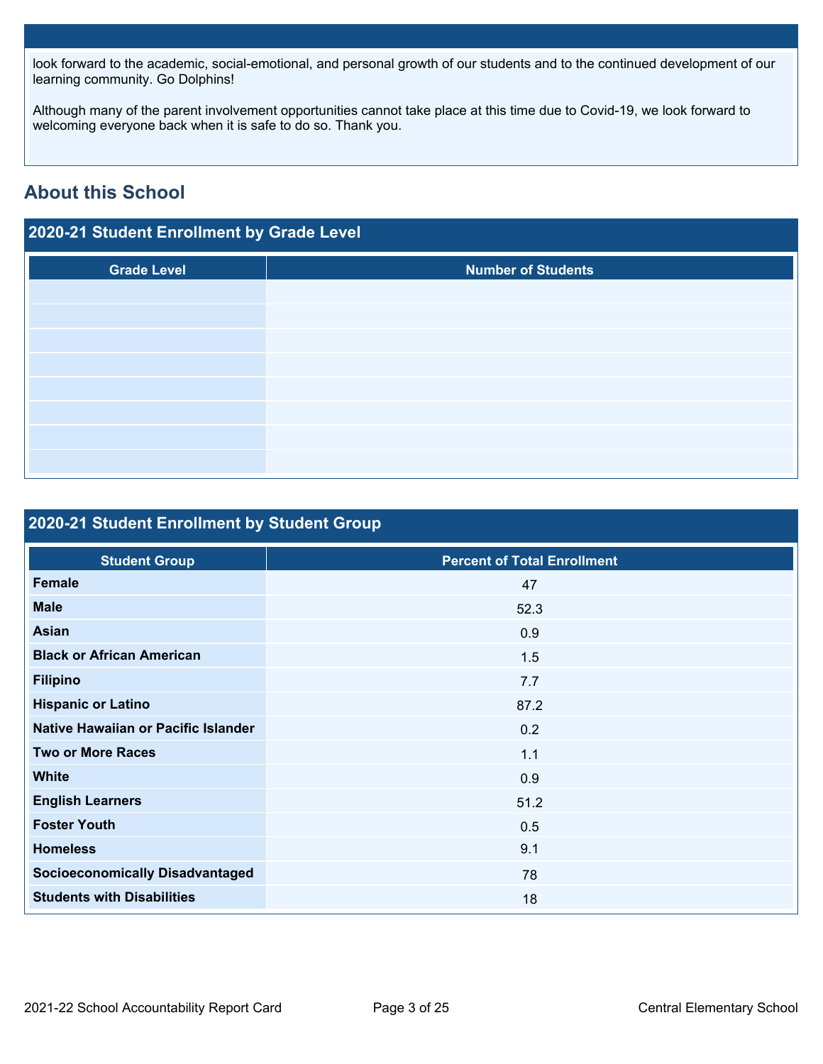look forward to the academic, social-emotional, and personal growth of our students and to the continued development of our learning community. Go Dolphins!

Although many of the parent involvement opportunities cannot take place at this time due to Covid-19, we look forward to welcoming everyone back when it is safe to do so. Thank you.

## About this School

### 2020-21 Student Enrollment by Grade Level

| Grade Level | Number of Students |
|---|---|
| | |
| | |
| | |
| | |
| | |
| | |
| | |
| | |

### 2020-21 Student Enrollment by Student Group

| Student Group | Percent of Total Enrollment |
|---|---|
| **Female** | 47 |
| **Male** | 52.3 |
| **Asian** | 0.9 |
| **Black or African American** | 1.5 |
| **Filipino** | 7.7 |
| **Hispanic or Latino** | 87.2 |
| **Native Hawaiian or Pacific Islander** | 0.2 |
| **Two or More Races** | 1.1 |
| **White** | 0.9 |
| **English Learners** | 51.2 |
| **Foster Youth** | 0.5 |
| **Homeless** | 9.1 |
| **Socioeconomically Disadvantaged** | 78 |
| **Students with Disabilities** | 18 |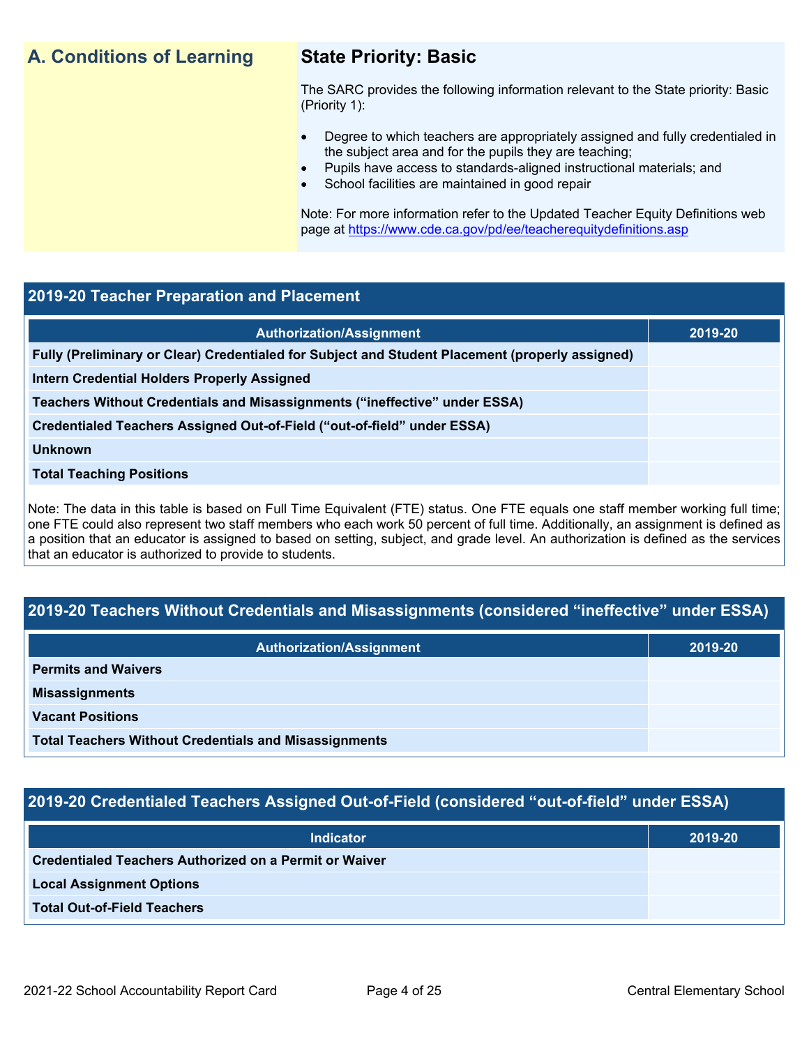## A. Conditions of Learning

### State Priority: Basic

The SARC provides the following information relevant to the State priority: Basic (Priority 1):

- Degree to which teachers are appropriately assigned and fully credentialed in the subject area and for the pupils they are teaching;
- Pupils have access to standards-aligned instructional materials; and
- School facilities are maintained in good repair

Note: For more information refer to the Updated Teacher Equity Definitions web page at https://www.cde.ca.gov/pd/ee/teacherequitydefinitions.asp

### 2019-20 Teacher Preparation and Placement

| Authorization/Assignment | 2019-20 |
|---|---|
| **Fully (Preliminary or Clear) Credentialed for Subject and Student Placement (properly assigned)** | |
| **Intern Credential Holders Properly Assigned** | |
| **Teachers Without Credentials and Misassignments ("ineffective" under ESSA)** | |
| **Credentialed Teachers Assigned Out-of-Field ("out-of-field" under ESSA)** | |
| **Unknown** | |
| **Total Teaching Positions** | |

Note: The data in this table is based on Full Time Equivalent (FTE) status. One FTE equals one staff member working full time; one FTE could also represent two staff members who each work 50 percent of full time. Additionally, an assignment is defined as a position that an educator is assigned to based on setting, subject, and grade level. An authorization is defined as the services that an educator is authorized to provide to students.

### 2019-20 Teachers Without Credentials and Misassignments (considered "ineffective" under ESSA)

| Authorization/Assignment | 2019-20 |
|---|---|
| **Permits and Waivers** | |
| **Misassignments** | |
| **Vacant Positions** | |
| **Total Teachers Without Credentials and Misassignments** | |

### 2019-20 Credentialed Teachers Assigned Out-of-Field (considered "out-of-field" under ESSA)

| Indicator | 2019-20 |
|---|---|
| **Credentialed Teachers Authorized on a Permit or Waiver** | |
| **Local Assignment Options** | |
| **Total Out-of-Field Teachers** | |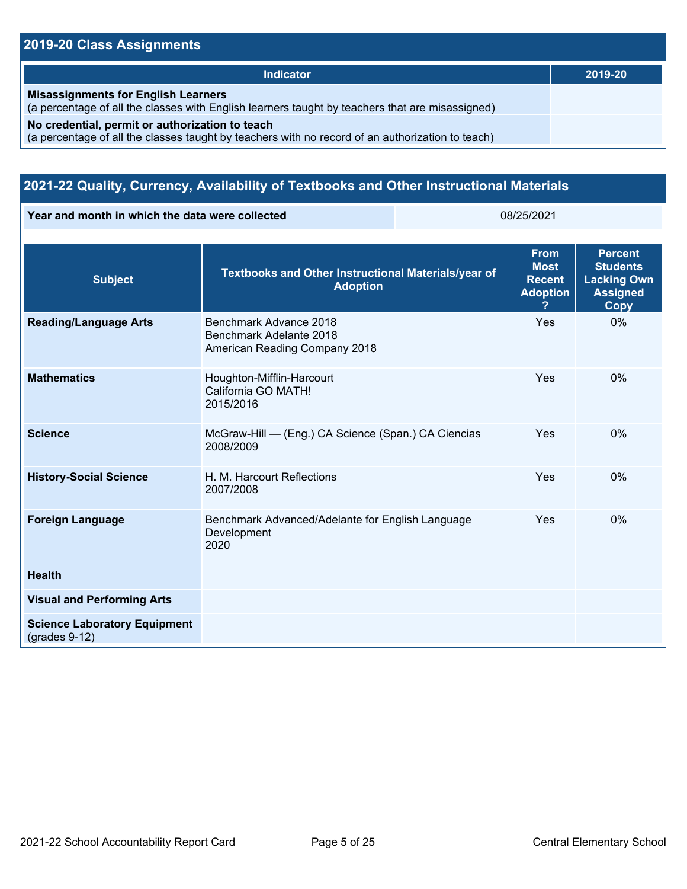## 2019-20 Class Assignments

| Indicator | 2019-20 |
|---|---|
| **Misassignments for English Learners** (a percentage of all the classes with English learners taught by teachers that are misassigned) | |
| **No credential, permit or authorization to teach** (a percentage of all the classes taught by teachers with no record of an authorization to teach) | |

## 2021-22 Quality, Currency, Availability of Textbooks and Other Instructional Materials

| Year and month in which the data were collected | 08/25/2021 |
|---|---|

| Subject | Textbooks and Other Instructional Materials/year of Adoption | From Most Recent Adoption ? | Percent Students Lacking Own Assigned Copy |
|---|---|---|---|
| **Reading/Language Arts** | Benchmark Advance 2018<br>Benchmark Adelante 2018<br>American Reading Company 2018 | Yes | 0% |
| **Mathematics** | Houghton-Mifflin-Harcourt<br>California GO MATH!<br>2015/2016 | Yes | 0% |
| **Science** | McGraw-Hill — (Eng.) CA Science (Span.) CA Ciencias<br>2008/2009 | Yes | 0% |
| **History-Social Science** | H. M. Harcourt Reflections<br>2007/2008 | Yes | 0% |
| **Foreign Language** | Benchmark Advanced/Adelante for English Language Development<br>2020 | Yes | 0% |
| **Health** | | | |
| **Visual and Performing Arts** | | | |
| **Science Laboratory Equipment** (grades 9-12) | | | |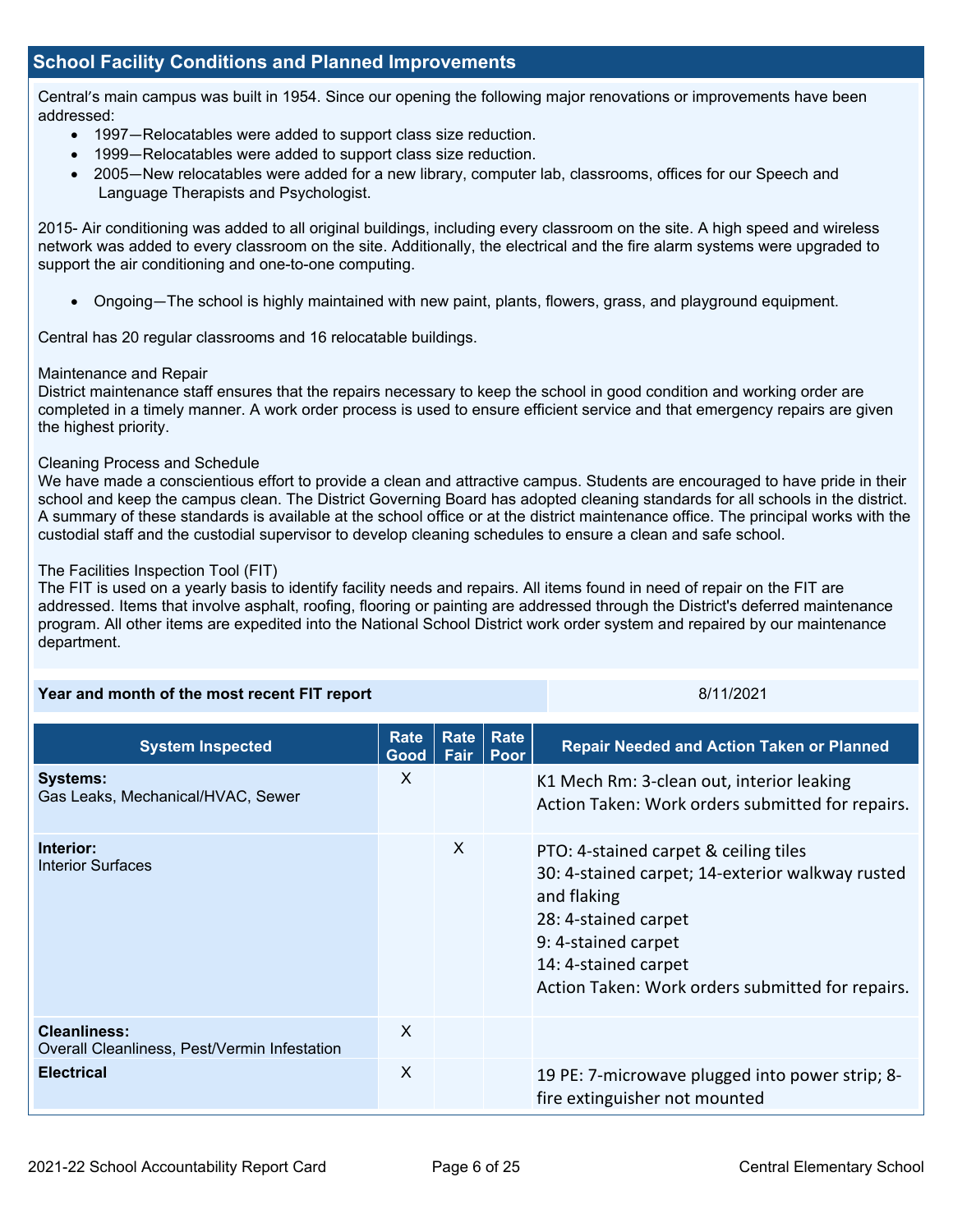## School Facility Conditions and Planned Improvements

Central's main campus was built in 1954. Since our opening the following major renovations or improvements have been addressed:

- 1997—Relocatables were added to support class size reduction.
- 1999—Relocatables were added to support class size reduction.
- 2005—New relocatables were added for a new library, computer lab, classrooms, offices for our Speech and Language Therapists and Psychologist.

2015- Air conditioning was added to all original buildings, including every classroom on the site. A high speed and wireless network was added to every classroom on the site. Additionally, the electrical and the fire alarm systems were upgraded to support the air conditioning and one-to-one computing.

- Ongoing—The school is highly maintained with new paint, plants, flowers, grass, and playground equipment.

Central has 20 regular classrooms and 16 relocatable buildings.

Maintenance and Repair
District maintenance staff ensures that the repairs necessary to keep the school in good condition and working order are completed in a timely manner. A work order process is used to ensure efficient service and that emergency repairs are given the highest priority.

Cleaning Process and Schedule
We have made a conscientious effort to provide a clean and attractive campus. Students are encouraged to have pride in their school and keep the campus clean. The District Governing Board has adopted cleaning standards for all schools in the district. A summary of these standards is available at the school office or at the district maintenance office. The principal works with the custodial staff and the custodial supervisor to develop cleaning schedules to ensure a clean and safe school.

The Facilities Inspection Tool (FIT)
The FIT is used on a yearly basis to identify facility needs and repairs. All items found in need of repair on the FIT are addressed. Items that involve asphalt, roofing, flooring or painting are addressed through the District's deferred maintenance program. All other items are expedited into the National School District work order system and repaired by our maintenance department.

| **Year and month of the most recent FIT report** | 8/11/2021 |
|---|---|

| System Inspected | Rate Good | Rate Fair | Rate Poor | Repair Needed and Action Taken or Planned |
|---|---|---|---|---|
| **Systems:** Gas Leaks, Mechanical/HVAC, Sewer | X | | | K1 Mech Rm: 3-clean out, interior leaking<br>Action Taken: Work orders submitted for repairs. |
| **Interior:** Interior Surfaces | | X | | PTO: 4-stained carpet & ceiling tiles<br>30: 4-stained carpet; 14-exterior walkway rusted and flaking<br>28: 4-stained carpet<br>9: 4-stained carpet<br>14: 4-stained carpet<br>Action Taken: Work orders submitted for repairs. |
| **Cleanliness:** Overall Cleanliness, Pest/Vermin Infestation | X | | | |
| **Electrical** | X | | | 19 PE: 7-microwave plugged into power strip; 8-fire extinguisher not mounted |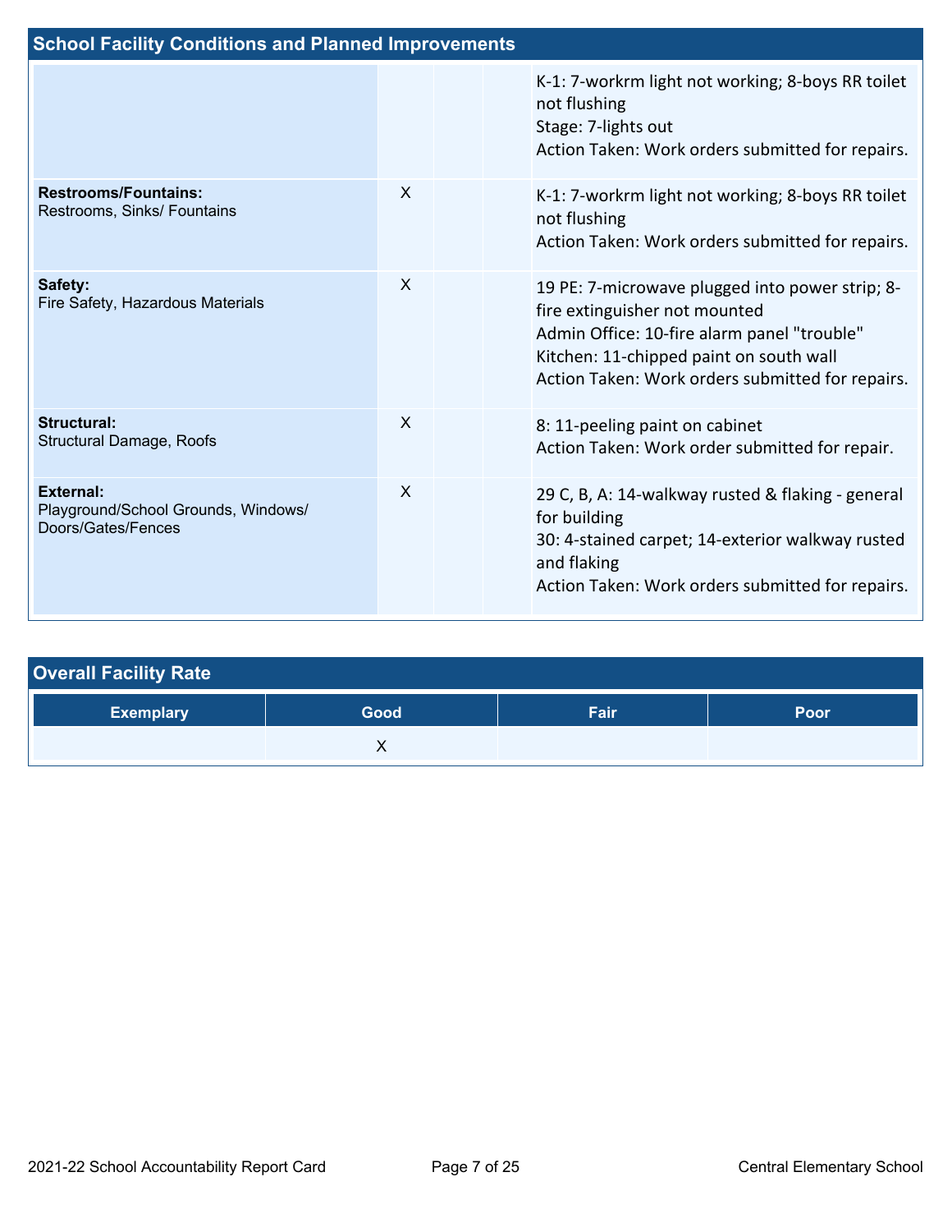## School Facility Conditions and Planned Improvements

| | | | | |
|---|---|---|---|---|
| | | | | K-1: 7-workrm light not working; 8-boys RR toilet not flushing<br>Stage: 7-lights out<br>Action Taken: Work orders submitted for repairs. |
| **Restrooms/Fountains:**<br>Restrooms, Sinks/ Fountains | X | | | K-1: 7-workrm light not working; 8-boys RR toilet not flushing<br>Action Taken: Work orders submitted for repairs. |
| **Safety:**<br>Fire Safety, Hazardous Materials | X | | | 19 PE: 7-microwave plugged into power strip; 8-fire extinguisher not mounted<br>Admin Office: 10-fire alarm panel "trouble"<br>Kitchen: 11-chipped paint on south wall<br>Action Taken: Work orders submitted for repairs. |
| **Structural:**<br>Structural Damage, Roofs | X | | | 8: 11-peeling paint on cabinet<br>Action Taken: Work order submitted for repair. |
| **External:**<br>Playground/School Grounds, Windows/ Doors/Gates/Fences | X | | | 29 C, B, A: 14-walkway rusted & flaking - general for building<br>30: 4-stained carpet; 14-exterior walkway rusted and flaking<br>Action Taken: Work orders submitted for repairs. |

## Overall Facility Rate

| Exemplary | Good | Fair | Poor |
|---|---|---|---|
| | X | | |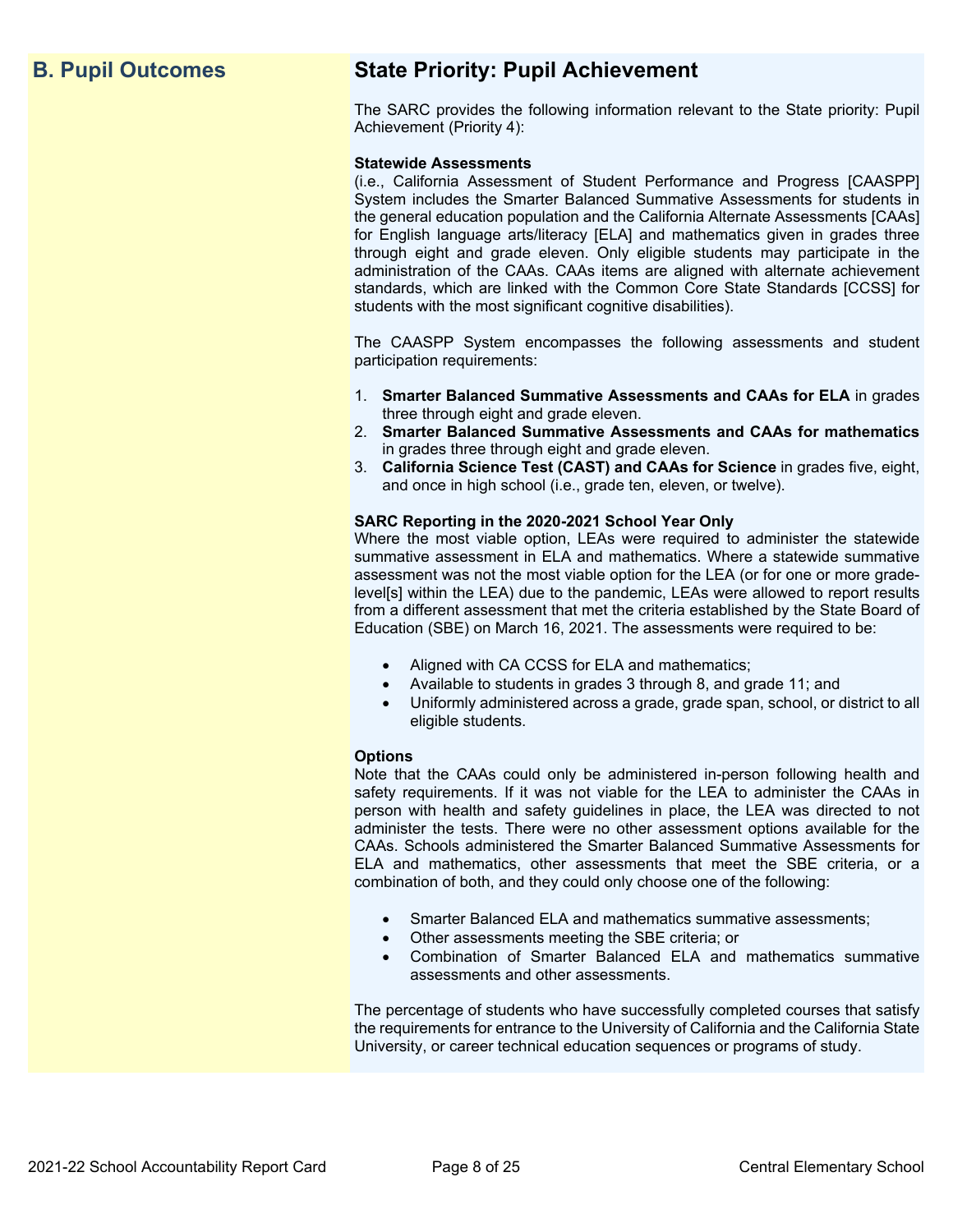## B. Pupil Outcomes

## State Priority: Pupil Achievement

The SARC provides the following information relevant to the State priority: Pupil Achievement (Priority 4):

**Statewide Assessments**
(i.e., California Assessment of Student Performance and Progress [CAASPP] System includes the Smarter Balanced Summative Assessments for students in the general education population and the California Alternate Assessments [CAAs] for English language arts/literacy [ELA] and mathematics given in grades three through eight and grade eleven. Only eligible students may participate in the administration of the CAAs. CAAs items are aligned with alternate achievement standards, which are linked with the Common Core State Standards [CCSS] for students with the most significant cognitive disabilities).

The CAASPP System encompasses the following assessments and student participation requirements:

1. **Smarter Balanced Summative Assessments and CAAs for ELA** in grades three through eight and grade eleven.
2. **Smarter Balanced Summative Assessments and CAAs for mathematics** in grades three through eight and grade eleven.
3. **California Science Test (CAST) and CAAs for Science** in grades five, eight, and once in high school (i.e., grade ten, eleven, or twelve).

**SARC Reporting in the 2020-2021 School Year Only**
Where the most viable option, LEAs were required to administer the statewide summative assessment in ELA and mathematics. Where a statewide summative assessment was not the most viable option for the LEA (or for one or more grade-level[s] within the LEA) due to the pandemic, LEAs were allowed to report results from a different assessment that met the criteria established by the State Board of Education (SBE) on March 16, 2021. The assessments were required to be:

- Aligned with CA CCSS for ELA and mathematics;
- Available to students in grades 3 through 8, and grade 11; and
- Uniformly administered across a grade, grade span, school, or district to all eligible students.

**Options**
Note that the CAAs could only be administered in-person following health and safety requirements. If it was not viable for the LEA to administer the CAAs in person with health and safety guidelines in place, the LEA was directed to not administer the tests. There were no other assessment options available for the CAAs. Schools administered the Smarter Balanced Summative Assessments for ELA and mathematics, other assessments that meet the SBE criteria, or a combination of both, and they could only choose one of the following:

- Smarter Balanced ELA and mathematics summative assessments;
- Other assessments meeting the SBE criteria; or
- Combination of Smarter Balanced ELA and mathematics summative assessments and other assessments.

The percentage of students who have successfully completed courses that satisfy the requirements for entrance to the University of California and the California State University, or career technical education sequences or programs of study.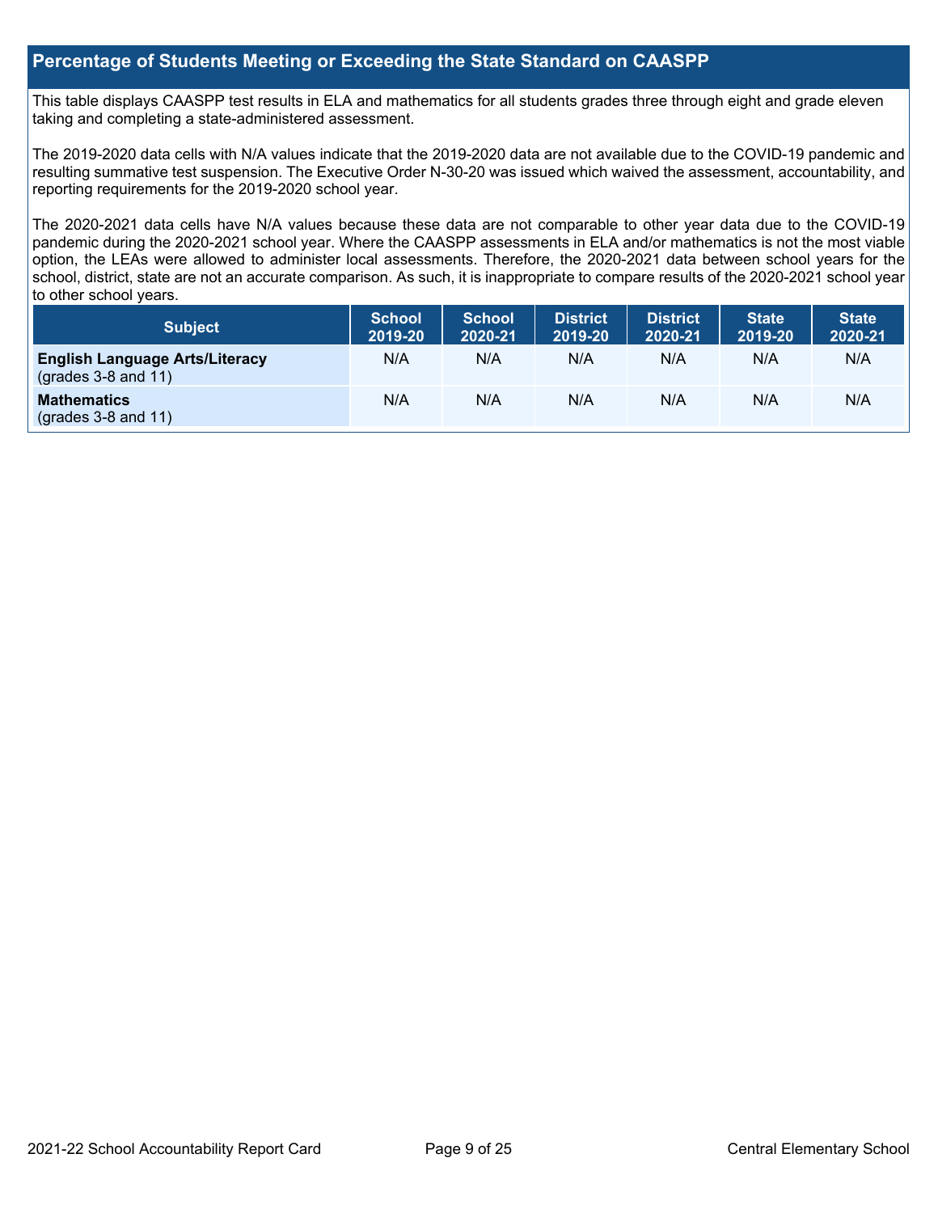## Percentage of Students Meeting or Exceeding the State Standard on CAASPP

This table displays CAASPP test results in ELA and mathematics for all students grades three through eight and grade eleven taking and completing a state-administered assessment.

The 2019-2020 data cells with N/A values indicate that the 2019-2020 data are not available due to the COVID-19 pandemic and resulting summative test suspension. The Executive Order N-30-20 was issued which waived the assessment, accountability, and reporting requirements for the 2019-2020 school year.

The 2020-2021 data cells have N/A values because these data are not comparable to other year data due to the COVID-19 pandemic during the 2020-2021 school year. Where the CAASPP assessments in ELA and/or mathematics is not the most viable option, the LEAs were allowed to administer local assessments. Therefore, the 2020-2021 data between school years for the school, district, state are not an accurate comparison. As such, it is inappropriate to compare results of the 2020-2021 school year to other school years.

| Subject | School 2019-20 | School 2020-21 | District 2019-20 | District 2020-21 | State 2019-20 | State 2020-21 |
|---|---|---|---|---|---|---|
| **English Language Arts/Literacy** (grades 3-8 and 11) | N/A | N/A | N/A | N/A | N/A | N/A |
| **Mathematics** (grades 3-8 and 11) | N/A | N/A | N/A | N/A | N/A | N/A |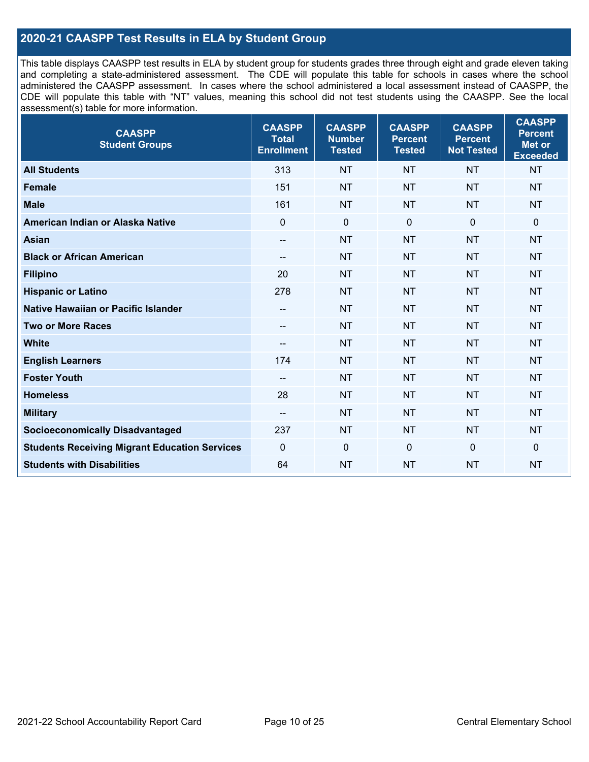## 2020-21 CAASPP Test Results in ELA by Student Group

This table displays CAASPP test results in ELA by student group for students grades three through eight and grade eleven taking and completing a state-administered assessment. The CDE will populate this table for schools in cases where the school administered the CAASPP assessment. In cases where the school administered a local assessment instead of CAASPP, the CDE will populate this table with "NT" values, meaning this school did not test students using the CAASPP. See the local assessment(s) table for more information.

| CAASPP Student Groups | CAASPP Total Enrollment | CAASPP Number Tested | CAASPP Percent Tested | CAASPP Percent Not Tested | CAASPP Percent Met or Exceeded |
|---|---|---|---|---|---|
| **All Students** | 313 | NT | NT | NT | NT |
| **Female** | 151 | NT | NT | NT | NT |
| **Male** | 161 | NT | NT | NT | NT |
| **American Indian or Alaska Native** | 0 | 0 | 0 | 0 | 0 |
| **Asian** | -- | NT | NT | NT | NT |
| **Black or African American** | -- | NT | NT | NT | NT |
| **Filipino** | 20 | NT | NT | NT | NT |
| **Hispanic or Latino** | 278 | NT | NT | NT | NT |
| **Native Hawaiian or Pacific Islander** | -- | NT | NT | NT | NT |
| **Two or More Races** | -- | NT | NT | NT | NT |
| **White** | -- | NT | NT | NT | NT |
| **English Learners** | 174 | NT | NT | NT | NT |
| **Foster Youth** | -- | NT | NT | NT | NT |
| **Homeless** | 28 | NT | NT | NT | NT |
| **Military** | -- | NT | NT | NT | NT |
| **Socioeconomically Disadvantaged** | 237 | NT | NT | NT | NT |
| **Students Receiving Migrant Education Services** | 0 | 0 | 0 | 0 | 0 |
| **Students with Disabilities** | 64 | NT | NT | NT | NT |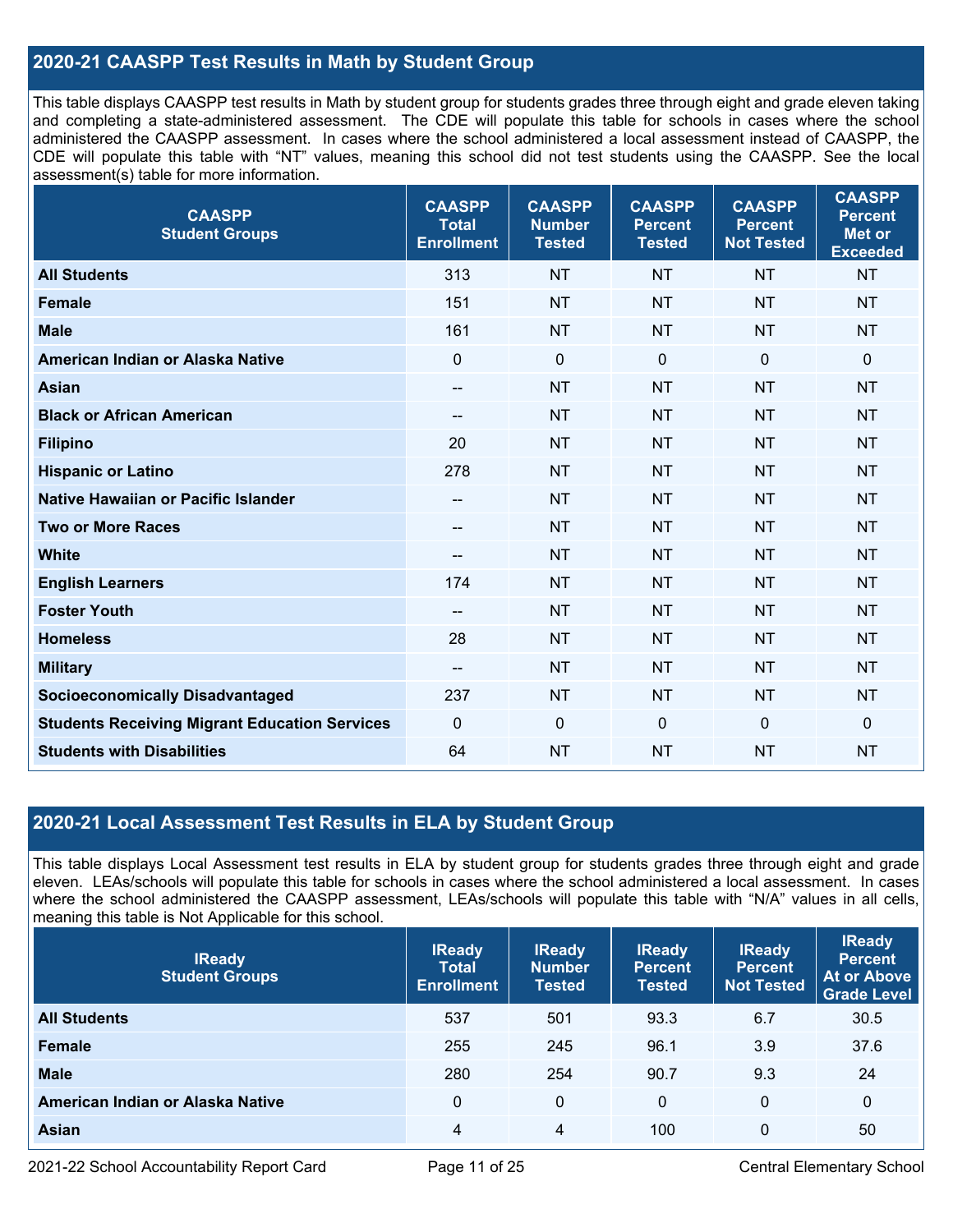## 2020-21 CAASPP Test Results in Math by Student Group

This table displays CAASPP test results in Math by student group for students grades three through eight and grade eleven taking and completing a state-administered assessment. The CDE will populate this table for schools in cases where the school administered the CAASPP assessment. In cases where the school administered a local assessment instead of CAASPP, the CDE will populate this table with "NT" values, meaning this school did not test students using the CAASPP. See the local assessment(s) table for more information.

| CAASPP Student Groups | CAASPP Total Enrollment | CAASPP Number Tested | CAASPP Percent Tested | CAASPP Percent Not Tested | CAASPP Percent Met or Exceeded |
|---|---|---|---|---|---|
| **All Students** | 313 | NT | NT | NT | NT |
| **Female** | 151 | NT | NT | NT | NT |
| **Male** | 161 | NT | NT | NT | NT |
| **American Indian or Alaska Native** | 0 | 0 | 0 | 0 | 0 |
| **Asian** | -- | NT | NT | NT | NT |
| **Black or African American** | -- | NT | NT | NT | NT |
| **Filipino** | 20 | NT | NT | NT | NT |
| **Hispanic or Latino** | 278 | NT | NT | NT | NT |
| **Native Hawaiian or Pacific Islander** | -- | NT | NT | NT | NT |
| **Two or More Races** | -- | NT | NT | NT | NT |
| **White** | -- | NT | NT | NT | NT |
| **English Learners** | 174 | NT | NT | NT | NT |
| **Foster Youth** | -- | NT | NT | NT | NT |
| **Homeless** | 28 | NT | NT | NT | NT |
| **Military** | -- | NT | NT | NT | NT |
| **Socioeconomically Disadvantaged** | 237 | NT | NT | NT | NT |
| **Students Receiving Migrant Education Services** | 0 | 0 | 0 | 0 | 0 |
| **Students with Disabilities** | 64 | NT | NT | NT | NT |

## 2020-21 Local Assessment Test Results in ELA by Student Group

This table displays Local Assessment test results in ELA by student group for students grades three through eight and grade eleven. LEAs/schools will populate this table for schools in cases where the school administered a local assessment. In cases where the school administered the CAASPP assessment, LEAs/schools will populate this table with "N/A" values in all cells, meaning this table is Not Applicable for this school.

| IReady Student Groups | IReady Total Enrollment | IReady Number Tested | IReady Percent Tested | IReady Percent Not Tested | IReady Percent At or Above Grade Level |
|---|---|---|---|---|---|
| **All Students** | 537 | 501 | 93.3 | 6.7 | 30.5 |
| **Female** | 255 | 245 | 96.1 | 3.9 | 37.6 |
| **Male** | 280 | 254 | 90.7 | 9.3 | 24 |
| **American Indian or Alaska Native** | 0 | 0 | 0 | 0 | 0 |
| **Asian** | 4 | 4 | 100 | 0 | 50 |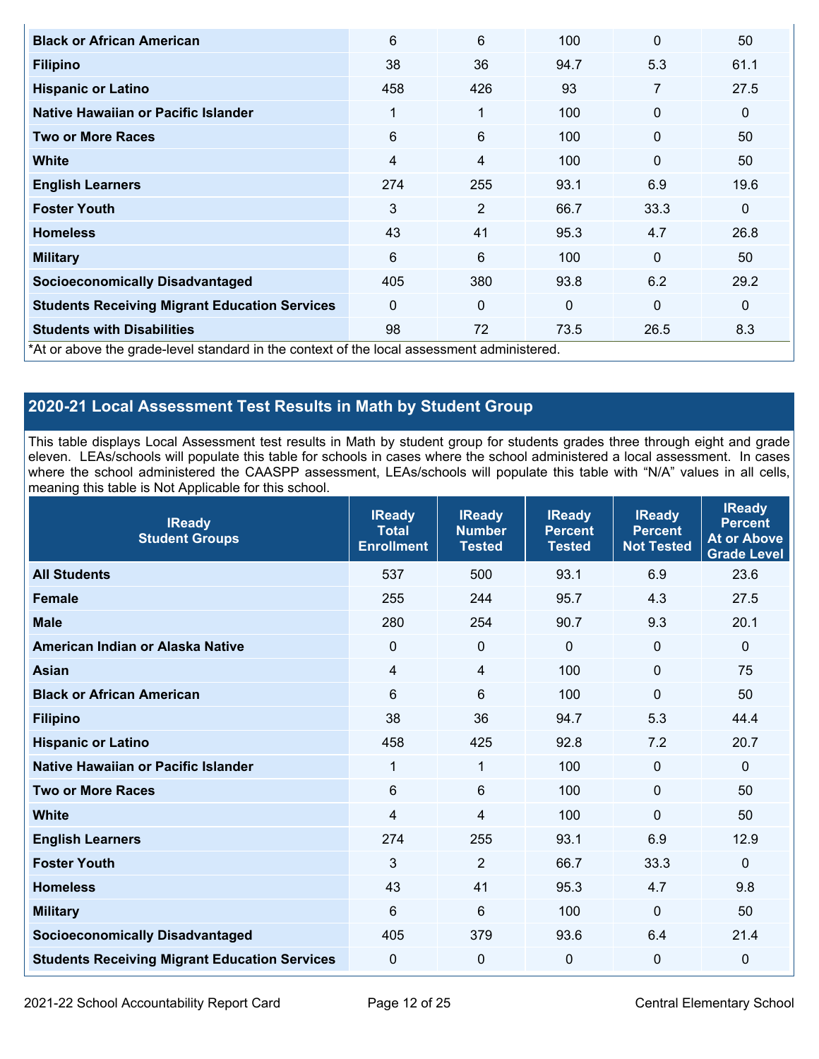| | | | | | |
|---|---|---|---|---|---|
| **Black or African American** | 6 | 6 | 100 | 0 | 50 |
| **Filipino** | 38 | 36 | 94.7 | 5.3 | 61.1 |
| **Hispanic or Latino** | 458 | 426 | 93 | 7 | 27.5 |
| **Native Hawaiian or Pacific Islander** | 1 | 1 | 100 | 0 | 0 |
| **Two or More Races** | 6 | 6 | 100 | 0 | 50 |
| **White** | 4 | 4 | 100 | 0 | 50 |
| **English Learners** | 274 | 255 | 93.1 | 6.9 | 19.6 |
| **Foster Youth** | 3 | 2 | 66.7 | 33.3 | 0 |
| **Homeless** | 43 | 41 | 95.3 | 4.7 | 26.8 |
| **Military** | 6 | 6 | 100 | 0 | 50 |
| **Socioeconomically Disadvantaged** | 405 | 380 | 93.8 | 6.2 | 29.2 |
| **Students Receiving Migrant Education Services** | 0 | 0 | 0 | 0 | 0 |
| **Students with Disabilities** | 98 | 72 | 73.5 | 26.5 | 8.3 |

*At or above the grade-level standard in the context of the local assessment administered.

## 2020-21 Local Assessment Test Results in Math by Student Group

This table displays Local Assessment test results in Math by student group for students grades three through eight and grade eleven. LEAs/schools will populate this table for schools in cases where the school administered a local assessment. In cases where the school administered the CAASPP assessment, LEAs/schools will populate this table with "N/A" values in all cells, meaning this table is Not Applicable for this school.

| IReady Student Groups | IReady Total Enrollment | IReady Number Tested | IReady Percent Tested | IReady Percent Not Tested | IReady Percent At or Above Grade Level |
|---|---|---|---|---|---|
| **All Students** | 537 | 500 | 93.1 | 6.9 | 23.6 |
| **Female** | 255 | 244 | 95.7 | 4.3 | 27.5 |
| **Male** | 280 | 254 | 90.7 | 9.3 | 20.1 |
| **American Indian or Alaska Native** | 0 | 0 | 0 | 0 | 0 |
| **Asian** | 4 | 4 | 100 | 0 | 75 |
| **Black or African American** | 6 | 6 | 100 | 0 | 50 |
| **Filipino** | 38 | 36 | 94.7 | 5.3 | 44.4 |
| **Hispanic or Latino** | 458 | 425 | 92.8 | 7.2 | 20.7 |
| **Native Hawaiian or Pacific Islander** | 1 | 1 | 100 | 0 | 0 |
| **Two or More Races** | 6 | 6 | 100 | 0 | 50 |
| **White** | 4 | 4 | 100 | 0 | 50 |
| **English Learners** | 274 | 255 | 93.1 | 6.9 | 12.9 |
| **Foster Youth** | 3 | 2 | 66.7 | 33.3 | 0 |
| **Homeless** | 43 | 41 | 95.3 | 4.7 | 9.8 |
| **Military** | 6 | 6 | 100 | 0 | 50 |
| **Socioeconomically Disadvantaged** | 405 | 379 | 93.6 | 6.4 | 21.4 |
| **Students Receiving Migrant Education Services** | 0 | 0 | 0 | 0 | 0 |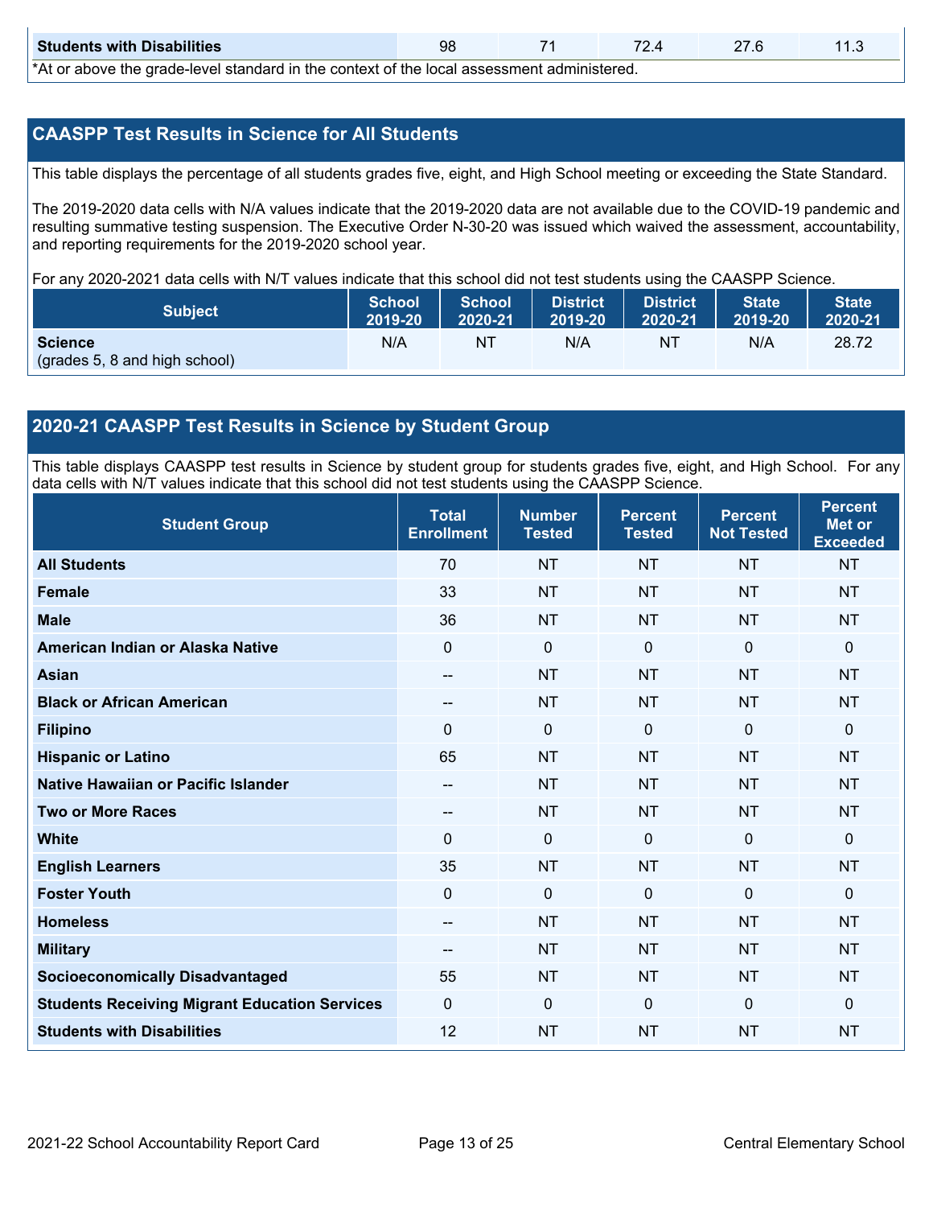| Students with Disabilities | 98 | 71 | 72.4 | 27.6 | 11.3 |
|---|---|---|---|---|---|

*At or above the grade-level standard in the context of the local assessment administered.

## CAASPP Test Results in Science for All Students

This table displays the percentage of all students grades five, eight, and High School meeting or exceeding the State Standard.

The 2019-2020 data cells with N/A values indicate that the 2019-2020 data are not available due to the COVID-19 pandemic and resulting summative testing suspension. The Executive Order N-30-20 was issued which waived the assessment, accountability, and reporting requirements for the 2019-2020 school year.

For any 2020-2021 data cells with N/T values indicate that this school did not test students using the CAASPP Science.

| Subject | School 2019-20 | School 2020-21 | District 2019-20 | District 2020-21 | State 2019-20 | State 2020-21 |
|---|---|---|---|---|---|---|
| **Science** (grades 5, 8 and high school) | N/A | NT | N/A | NT | N/A | 28.72 |

## 2020-21 CAASPP Test Results in Science by Student Group

This table displays CAASPP test results in Science by student group for students grades five, eight, and High School. For any data cells with N/T values indicate that this school did not test students using the CAASPP Science.

| Student Group | Total Enrollment | Number Tested | Percent Tested | Percent Not Tested | Percent Met or Exceeded |
|---|---|---|---|---|---|
| **All Students** | 70 | NT | NT | NT | NT |
| **Female** | 33 | NT | NT | NT | NT |
| **Male** | 36 | NT | NT | NT | NT |
| **American Indian or Alaska Native** | 0 | 0 | 0 | 0 | 0 |
| **Asian** | -- | NT | NT | NT | NT |
| **Black or African American** | -- | NT | NT | NT | NT |
| **Filipino** | 0 | 0 | 0 | 0 | 0 |
| **Hispanic or Latino** | 65 | NT | NT | NT | NT |
| **Native Hawaiian or Pacific Islander** | -- | NT | NT | NT | NT |
| **Two or More Races** | -- | NT | NT | NT | NT |
| **White** | 0 | 0 | 0 | 0 | 0 |
| **English Learners** | 35 | NT | NT | NT | NT |
| **Foster Youth** | 0 | 0 | 0 | 0 | 0 |
| **Homeless** | -- | NT | NT | NT | NT |
| **Military** | -- | NT | NT | NT | NT |
| **Socioeconomically Disadvantaged** | 55 | NT | NT | NT | NT |
| **Students Receiving Migrant Education Services** | 0 | 0 | 0 | 0 | 0 |
| **Students with Disabilities** | 12 | NT | NT | NT | NT |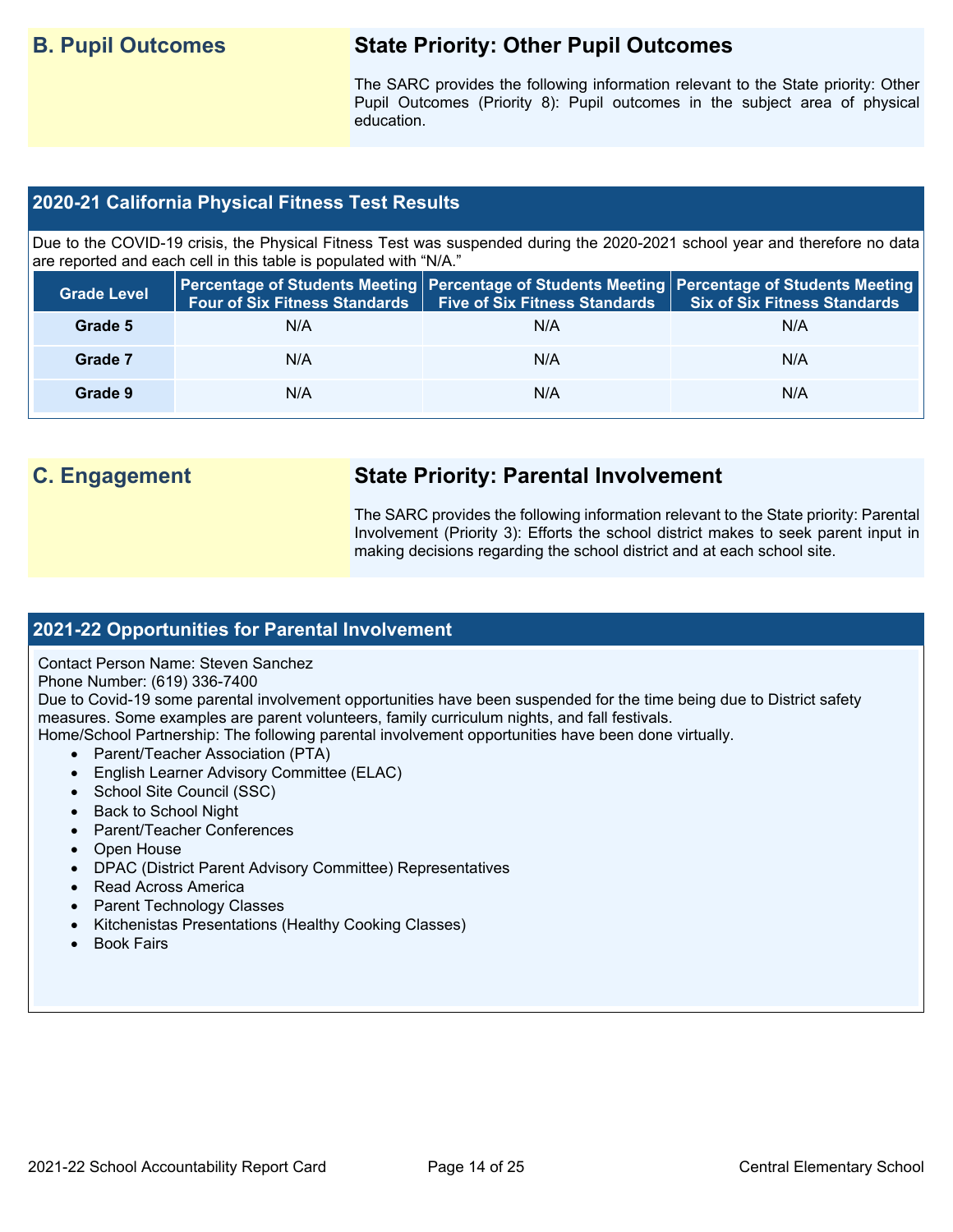## B. Pupil Outcomes

### State Priority: Other Pupil Outcomes

The SARC provides the following information relevant to the State priority: Other Pupil Outcomes (Priority 8): Pupil outcomes in the subject area of physical education.

### 2020-21 California Physical Fitness Test Results

Due to the COVID-19 crisis, the Physical Fitness Test was suspended during the 2020-2021 school year and therefore no data are reported and each cell in this table is populated with "N/A."

| Grade Level | Percentage of Students Meeting Four of Six Fitness Standards | Percentage of Students Meeting Five of Six Fitness Standards | Percentage of Students Meeting Six of Six Fitness Standards |
|---|---|---|---|
| Grade 5 | N/A | N/A | N/A |
| Grade 7 | N/A | N/A | N/A |
| Grade 9 | N/A | N/A | N/A |

## C. Engagement

### State Priority: Parental Involvement

The SARC provides the following information relevant to the State priority: Parental Involvement (Priority 3): Efforts the school district makes to seek parent input in making decisions regarding the school district and at each school site.

### 2021-22 Opportunities for Parental Involvement

Contact Person Name: Steven Sanchez
Phone Number: (619) 336-7400
Due to Covid-19 some parental involvement opportunities have been suspended for the time being due to District safety measures. Some examples are parent volunteers, family curriculum nights, and fall festivals.
Home/School Partnership: The following parental involvement opportunities have been done virtually.

- Parent/Teacher Association (PTA)
- English Learner Advisory Committee (ELAC)
- School Site Council (SSC)
- Back to School Night
- Parent/Teacher Conferences
- Open House
- DPAC (District Parent Advisory Committee) Representatives
- Read Across America
- Parent Technology Classes
- Kitchenistas Presentations (Healthy Cooking Classes)
- Book Fairs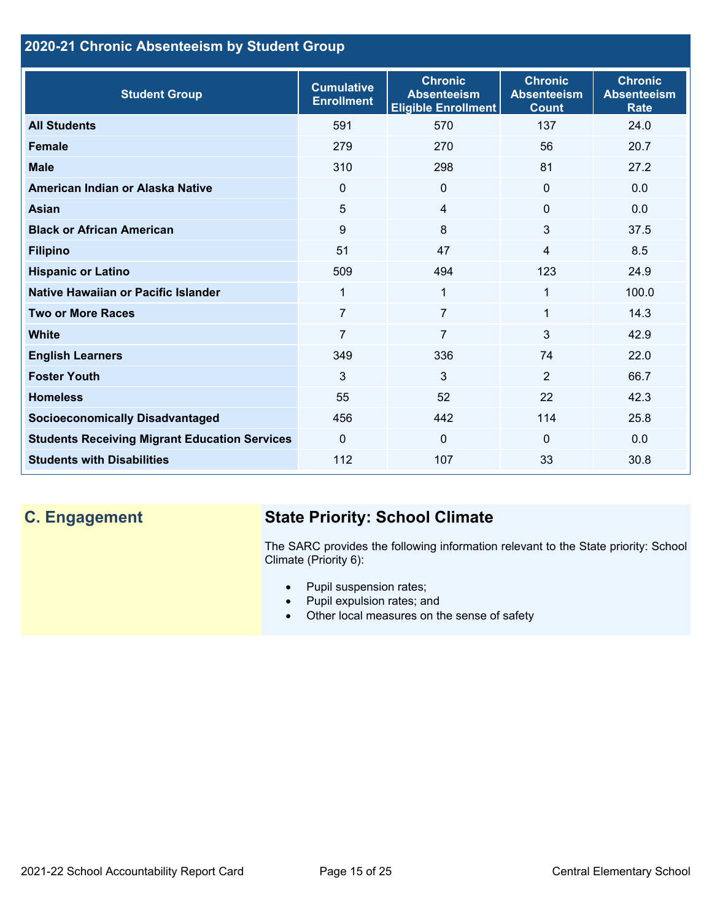## 2020-21 Chronic Absenteeism by Student Group

| Student Group | Cumulative Enrollment | Chronic Absenteeism Eligible Enrollment | Chronic Absenteeism Count | Chronic Absenteeism Rate |
|---|---|---|---|---|
| **All Students** | 591 | 570 | 137 | 24.0 |
| **Female** | 279 | 270 | 56 | 20.7 |
| **Male** | 310 | 298 | 81 | 27.2 |
| **American Indian or Alaska Native** | 0 | 0 | 0 | 0.0 |
| **Asian** | 5 | 4 | 0 | 0.0 |
| **Black or African American** | 9 | 8 | 3 | 37.5 |
| **Filipino** | 51 | 47 | 4 | 8.5 |
| **Hispanic or Latino** | 509 | 494 | 123 | 24.9 |
| **Native Hawaiian or Pacific Islander** | 1 | 1 | 1 | 100.0 |
| **Two or More Races** | 7 | 7 | 1 | 14.3 |
| **White** | 7 | 7 | 3 | 42.9 |
| **English Learners** | 349 | 336 | 74 | 22.0 |
| **Foster Youth** | 3 | 3 | 2 | 66.7 |
| **Homeless** | 55 | 52 | 22 | 42.3 |
| **Socioeconomically Disadvantaged** | 456 | 442 | 114 | 25.8 |
| **Students Receiving Migrant Education Services** | 0 | 0 | 0 | 0.0 |
| **Students with Disabilities** | 112 | 107 | 33 | 30.8 |

## C. Engagement

### State Priority: School Climate

The SARC provides the following information relevant to the State priority: School Climate (Priority 6):

- Pupil suspension rates;
- Pupil expulsion rates; and
- Other local measures on the sense of safety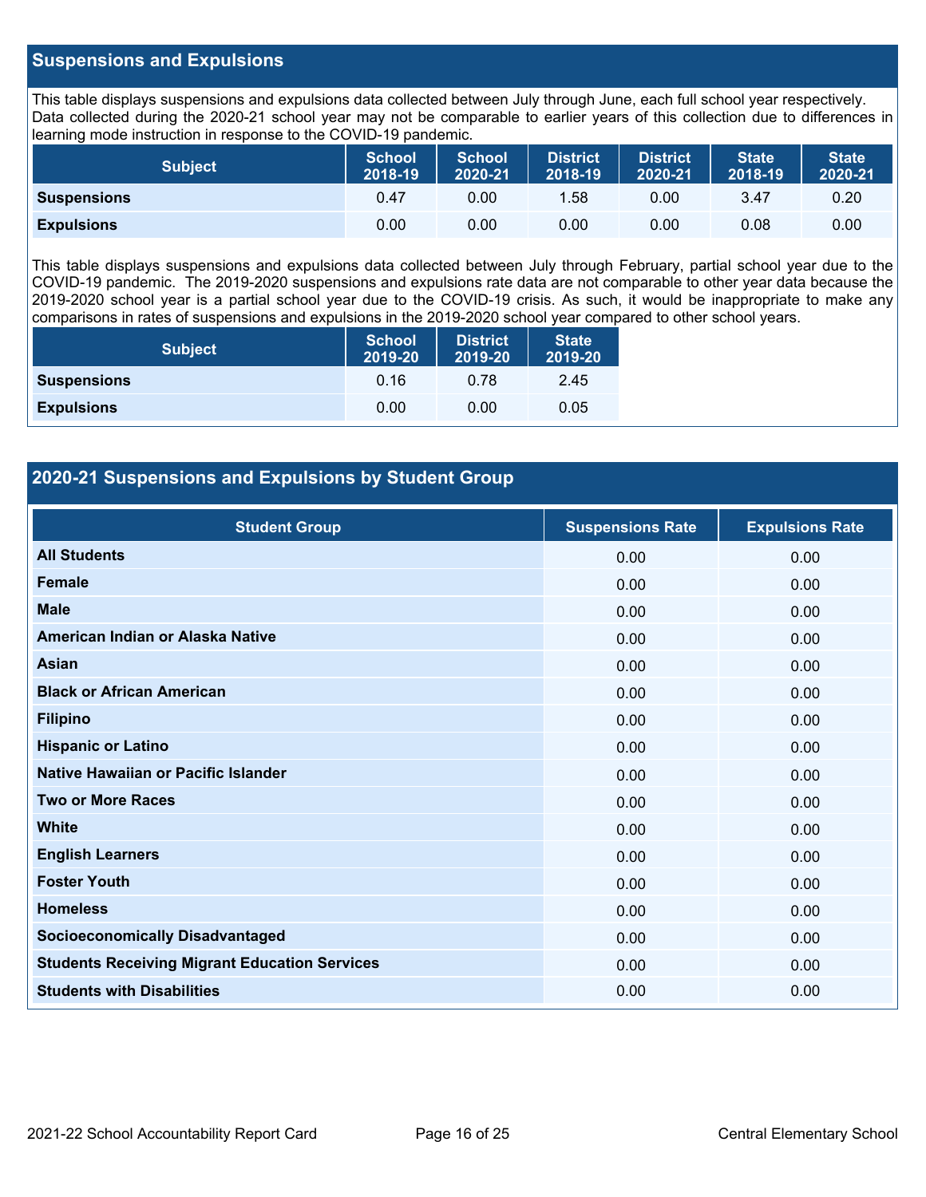## Suspensions and Expulsions

This table displays suspensions and expulsions data collected between July through June, each full school year respectively. Data collected during the 2020-21 school year may not be comparable to earlier years of this collection due to differences in learning mode instruction in response to the COVID-19 pandemic.

| Subject | School 2018-19 | School 2020-21 | District 2018-19 | District 2020-21 | State 2018-19 | State 2020-21 |
|---|---|---|---|---|---|---|
| **Suspensions** | 0.47 | 0.00 | 1.58 | 0.00 | 3.47 | 0.20 |
| **Expulsions** | 0.00 | 0.00 | 0.00 | 0.00 | 0.08 | 0.00 |

This table displays suspensions and expulsions data collected between July through February, partial school year due to the COVID-19 pandemic. The 2019-2020 suspensions and expulsions rate data are not comparable to other year data because the 2019-2020 school year is a partial school year due to the COVID-19 crisis. As such, it would be inappropriate to make any comparisons in rates of suspensions and expulsions in the 2019-2020 school year compared to other school years.

| Subject | School 2019-20 | District 2019-20 | State 2019-20 |
|---|---|---|---|
| **Suspensions** | 0.16 | 0.78 | 2.45 |
| **Expulsions** | 0.00 | 0.00 | 0.05 |

## 2020-21 Suspensions and Expulsions by Student Group

| Student Group | Suspensions Rate | Expulsions Rate |
|---|---|---|
| **All Students** | 0.00 | 0.00 |
| **Female** | 0.00 | 0.00 |
| **Male** | 0.00 | 0.00 |
| **American Indian or Alaska Native** | 0.00 | 0.00 |
| **Asian** | 0.00 | 0.00 |
| **Black or African American** | 0.00 | 0.00 |
| **Filipino** | 0.00 | 0.00 |
| **Hispanic or Latino** | 0.00 | 0.00 |
| **Native Hawaiian or Pacific Islander** | 0.00 | 0.00 |
| **Two or More Races** | 0.00 | 0.00 |
| **White** | 0.00 | 0.00 |
| **English Learners** | 0.00 | 0.00 |
| **Foster Youth** | 0.00 | 0.00 |
| **Homeless** | 0.00 | 0.00 |
| **Socioeconomically Disadvantaged** | 0.00 | 0.00 |
| **Students Receiving Migrant Education Services** | 0.00 | 0.00 |
| **Students with Disabilities** | 0.00 | 0.00 |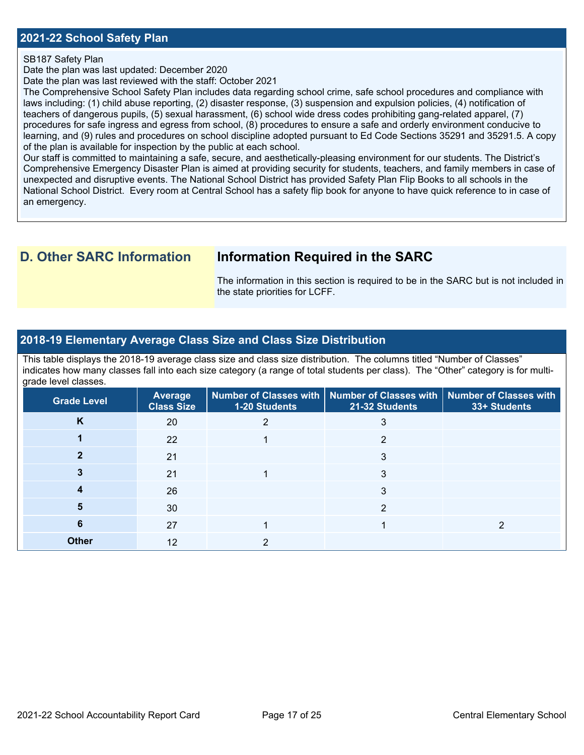## 2021-22 School Safety Plan

SB187 Safety Plan
Date the plan was last updated: December 2020
Date the plan was last reviewed with the staff: October 2021
The Comprehensive School Safety Plan includes data regarding school crime, safe school procedures and compliance with laws including: (1) child abuse reporting, (2) disaster response, (3) suspension and expulsion policies, (4) notification of teachers of dangerous pupils, (5) sexual harassment, (6) school wide dress codes prohibiting gang-related apparel, (7) procedures for safe ingress and egress from school, (8) procedures to ensure a safe and orderly environment conducive to learning, and (9) rules and procedures on school discipline adopted pursuant to Ed Code Sections 35291 and 35291.5. A copy of the plan is available for inspection by the public at each school.
Our staff is committed to maintaining a safe, secure, and aesthetically-pleasing environment for our students. The District's Comprehensive Emergency Disaster Plan is aimed at providing security for students, teachers, and family members in case of unexpected and disruptive events. The National School District has provided Safety Plan Flip Books to all schools in the National School District. Every room at Central School has a safety flip book for anyone to have quick reference to in case of an emergency.

## D. Other SARC Information

### Information Required in the SARC

The information in this section is required to be in the SARC but is not included in the state priorities for LCFF.

## 2018-19 Elementary Average Class Size and Class Size Distribution

This table displays the 2018-19 average class size and class size distribution. The columns titled "Number of Classes" indicates how many classes fall into each size category (a range of total students per class). The "Other" category is for multi-grade level classes.

| Grade Level | Average Class Size | Number of Classes with 1-20 Students | Number of Classes with 21-32 Students | Number of Classes with 33+ Students |
|---|---|---|---|---|
| **K** | 20 | 2 | 3 | |
| **1** | 22 | 1 | 2 | |
| **2** | 21 | | 3 | |
| **3** | 21 | 1 | 3 | |
| **4** | 26 | | 3 | |
| **5** | 30 | | 2 | |
| **6** | 27 | 1 | 1 | 2 |
| **Other** | 12 | 2 | | |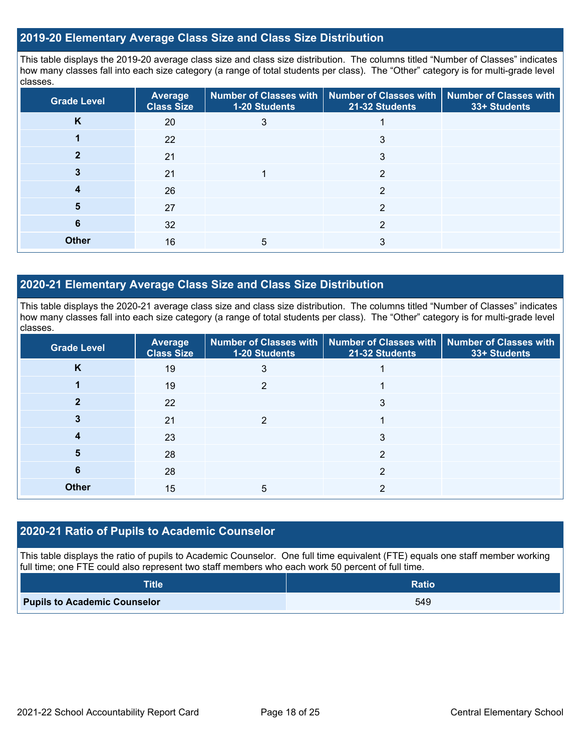## 2019-20 Elementary Average Class Size and Class Size Distribution

This table displays the 2019-20 average class size and class size distribution. The columns titled “Number of Classes” indicates how many classes fall into each size category (a range of total students per class). The “Other” category is for multi-grade level classes.

| Grade Level | Average Class Size | Number of Classes with 1-20 Students | Number of Classes with 21-32 Students | Number of Classes with 33+ Students |
|---|---|---|---|---|
| K | 20 | 3 | 1 | |
| 1 | 22 | | 3 | |
| 2 | 21 | | 3 | |
| 3 | 21 | 1 | 2 | |
| 4 | 26 | | 2 | |
| 5 | 27 | | 2 | |
| 6 | 32 | | 2 | |
| Other | 16 | 5 | 3 | |

## 2020-21 Elementary Average Class Size and Class Size Distribution

This table displays the 2020-21 average class size and class size distribution. The columns titled “Number of Classes” indicates how many classes fall into each size category (a range of total students per class). The “Other” category is for multi-grade level classes.

| Grade Level | Average Class Size | Number of Classes with 1-20 Students | Number of Classes with 21-32 Students | Number of Classes with 33+ Students |
|---|---|---|---|---|
| K | 19 | 3 | 1 | |
| 1 | 19 | 2 | 1 | |
| 2 | 22 | | 3 | |
| 3 | 21 | 2 | 1 | |
| 4 | 23 | | 3 | |
| 5 | 28 | | 2 | |
| 6 | 28 | | 2 | |
| Other | 15 | 5 | 2 | |

## 2020-21 Ratio of Pupils to Academic Counselor

This table displays the ratio of pupils to Academic Counselor. One full time equivalent (FTE) equals one staff member working full time; one FTE could also represent two staff members who each work 50 percent of full time.

| Title | Ratio |
|---|---|
| **Pupils to Academic Counselor** | 549 |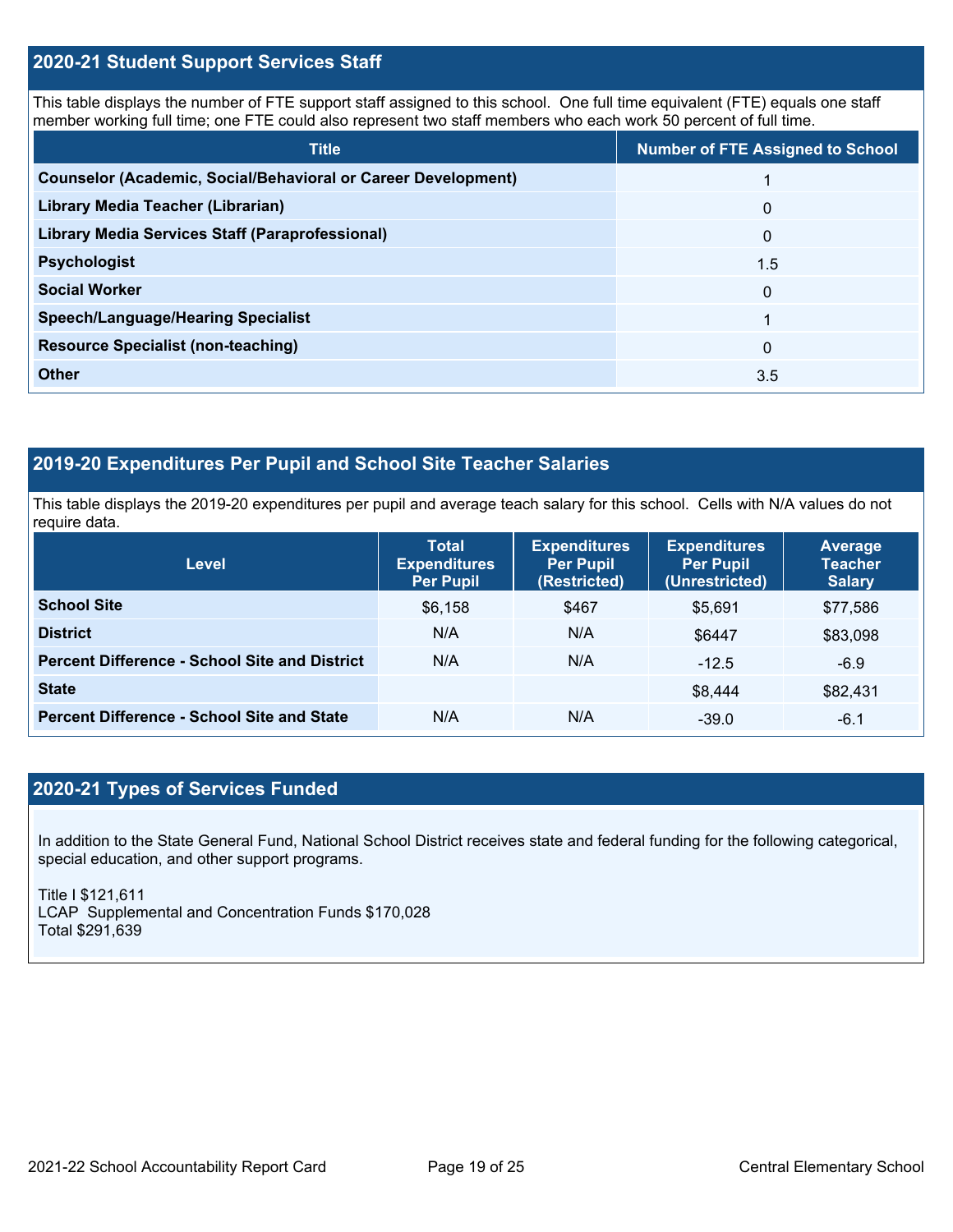## 2020-21 Student Support Services Staff

This table displays the number of FTE support staff assigned to this school. One full time equivalent (FTE) equals one staff member working full time; one FTE could also represent two staff members who each work 50 percent of full time.

| Title | Number of FTE Assigned to School |
|---|---|
| **Counselor (Academic, Social/Behavioral or Career Development)** | 1 |
| **Library Media Teacher (Librarian)** | 0 |
| **Library Media Services Staff (Paraprofessional)** | 0 |
| **Psychologist** | 1.5 |
| **Social Worker** | 0 |
| **Speech/Language/Hearing Specialist** | 1 |
| **Resource Specialist (non-teaching)** | 0 |
| **Other** | 3.5 |

## 2019-20 Expenditures Per Pupil and School Site Teacher Salaries

This table displays the 2019-20 expenditures per pupil and average teach salary for this school. Cells with N/A values do not require data.

| Level | Total Expenditures Per Pupil | Expenditures Per Pupil (Restricted) | Expenditures Per Pupil (Unrestricted) | Average Teacher Salary |
|---|---|---|---|---|
| **School Site** | $6,158 | $467 | $5,691 | $77,586 |
| **District** | N/A | N/A | $6447 | $83,098 |
| **Percent Difference - School Site and District** | N/A | N/A | -12.5 | -6.9 |
| **State** | | | $8,444 | $82,431 |
| **Percent Difference - School Site and State** | N/A | N/A | -39.0 | -6.1 |

## 2020-21 Types of Services Funded

In addition to the State General Fund, National School District receives state and federal funding for the following categorical, special education, and other support programs.

Title I $121,611
LCAP Supplemental and Concentration Funds $170,028
Total $291,639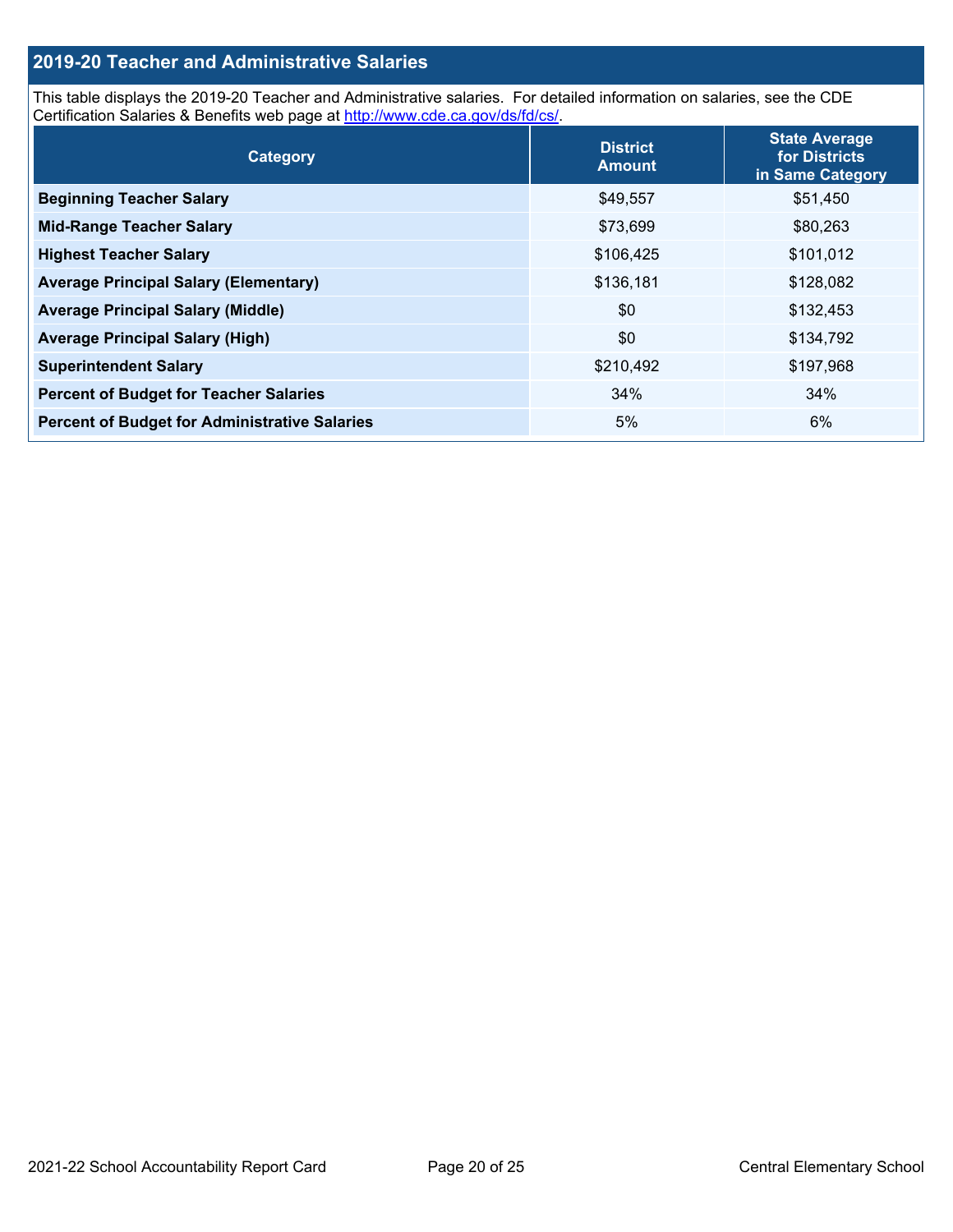## 2019-20 Teacher and Administrative Salaries

This table displays the 2019-20 Teacher and Administrative salaries. For detailed information on salaries, see the CDE Certification Salaries & Benefits web page at http://www.cde.ca.gov/ds/fd/cs/.

| Category | District Amount | State Average for Districts in Same Category |
|---|---|---|
| **Beginning Teacher Salary** | $49,557 | $51,450 |
| **Mid-Range Teacher Salary** | $73,699 | $80,263 |
| **Highest Teacher Salary** | $106,425 | $101,012 |
| **Average Principal Salary (Elementary)** | $136,181 | $128,082 |
| **Average Principal Salary (Middle)** | $0 | $132,453 |
| **Average Principal Salary (High)** | $0 | $134,792 |
| **Superintendent Salary** | $210,492 | $197,968 |
| **Percent of Budget for Teacher Salaries** | 34% | 34% |
| **Percent of Budget for Administrative Salaries** | 5% | 6% |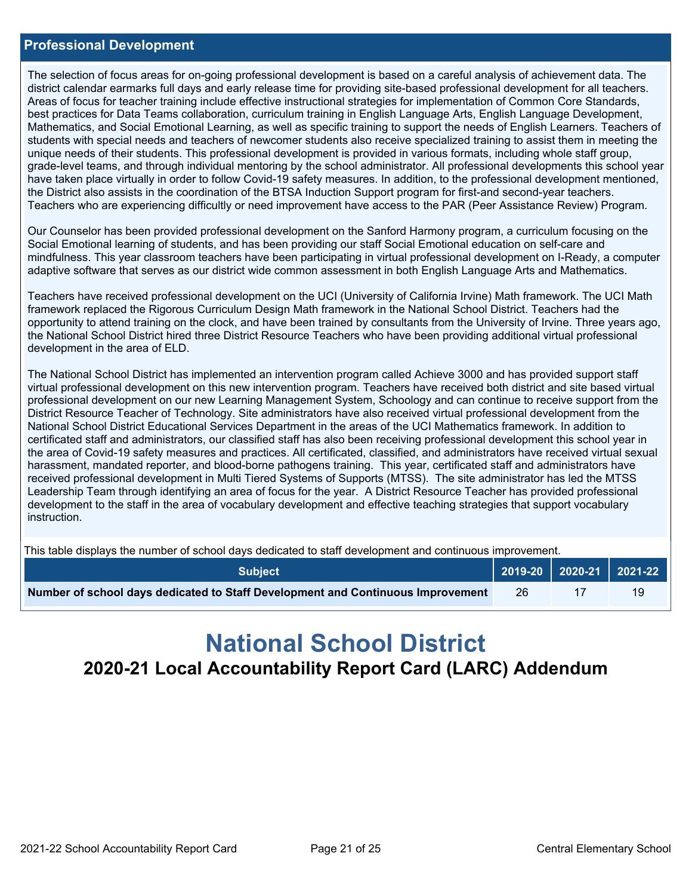## Professional Development

The selection of focus areas for on-going professional development is based on a careful analysis of achievement data. The district calendar earmarks full days and early release time for providing site-based professional development for all teachers. Areas of focus for teacher training include effective instructional strategies for implementation of Common Core Standards, best practices for Data Teams collaboration, curriculum training in English Language Arts, English Language Development, Mathematics, and Social Emotional Learning, as well as specific training to support the needs of English Learners. Teachers of students with special needs and teachers of newcomer students also receive specialized training to assist them in meeting the unique needs of their students. This professional development is provided in various formats, including whole staff group, grade-level teams, and through individual mentoring by the school administrator. All professional developments this school year have taken place virtually in order to follow Covid-19 safety measures. In addition, to the professional development mentioned, the District also assists in the coordination of the BTSA Induction Support program for first-and second-year teachers. Teachers who are experiencing difficultly or need improvement have access to the PAR (Peer Assistance Review) Program.

Our Counselor has been provided professional development on the Sanford Harmony program, a curriculum focusing on the Social Emotional learning of students, and has been providing our staff Social Emotional education on self-care and mindfulness. This year classroom teachers have been participating in virtual professional development on I-Ready, a computer adaptive software that serves as our district wide common assessment in both English Language Arts and Mathematics.

Teachers have received professional development on the UCI (University of California Irvine) Math framework. The UCI Math framework replaced the Rigorous Curriculum Design Math framework in the National School District. Teachers had the opportunity to attend training on the clock, and have been trained by consultants from the University of Irvine. Three years ago, the National School District hired three District Resource Teachers who have been providing additional virtual professional development in the area of ELD.

The National School District has implemented an intervention program called Achieve 3000 and has provided support staff virtual professional development on this new intervention program. Teachers have received both district and site based virtual professional development on our new Learning Management System, Schoology and can continue to receive support from the District Resource Teacher of Technology. Site administrators have also received virtual professional development from the National School District Educational Services Department in the areas of the UCI Mathematics framework. In addition to certificated staff and administrators, our classified staff has also been receiving professional development this school year in the area of Covid-19 safety measures and practices. All certificated, classified, and administrators have received virtual sexual harassment, mandated reporter, and blood-borne pathogens training. This year, certificated staff and administrators have received professional development in Multi Tiered Systems of Supports (MTSS). The site administrator has led the MTSS Leadership Team through identifying an area of focus for the year. A District Resource Teacher has provided professional development to the staff in the area of vocabulary development and effective teaching strategies that support vocabulary instruction.

This table displays the number of school days dedicated to staff development and continuous improvement.

| Subject | 2019-20 | 2020-21 | 2021-22 |
|---|---|---|---|
| **Number of school days dedicated to Staff Development and Continuous Improvement** | 26 | 17 | 19 |

# National School District

## 2020-21 Local Accountability Report Card (LARC) Addendum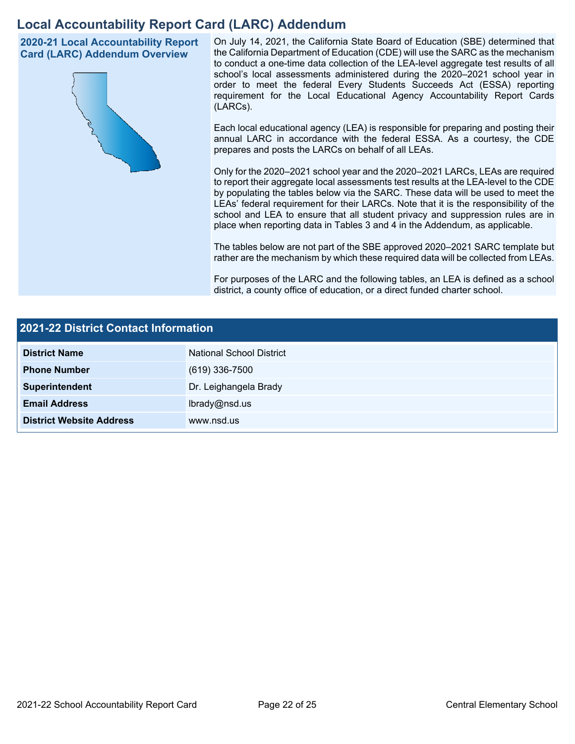# Local Accountability Report Card (LARC) Addendum

## 2020-21 Local Accountability Report Card (LARC) Addendum Overview

On July 14, 2021, the California State Board of Education (SBE) determined that the California Department of Education (CDE) will use the SARC as the mechanism to conduct a one-time data collection of the LEA-level aggregate test results of all school's local assessments administered during the 2020–2021 school year in order to meet the federal Every Students Succeeds Act (ESSA) reporting requirement for the Local Educational Agency Accountability Report Cards (LARCs).

Each local educational agency (LEA) is responsible for preparing and posting their annual LARC in accordance with the federal ESSA. As a courtesy, the CDE prepares and posts the LARCs on behalf of all LEAs.

Only for the 2020–2021 school year and the 2020–2021 LARCs, LEAs are required to report their aggregate local assessments test results at the LEA-level to the CDE by populating the tables below via the SARC. These data will be used to meet the LEAs' federal requirement for their LARCs. Note that it is the responsibility of the school and LEA to ensure that all student privacy and suppression rules are in place when reporting data in Tables 3 and 4 in the Addendum, as applicable.

The tables below are not part of the SBE approved 2020–2021 SARC template but rather are the mechanism by which these required data will be collected from LEAs.

For purposes of the LARC and the following tables, an LEA is defined as a school district, a county office of education, or a direct funded charter school.

## 2021-22 District Contact Information

| Field | Information |
| --- | --- |
| **District Name** | National School District |
| **Phone Number** | (619) 336-7500 |
| **Superintendent** | Dr. Leighangela Brady |
| **Email Address** | lbrady@nsd.us |
| **District Website Address** | www.nsd.us |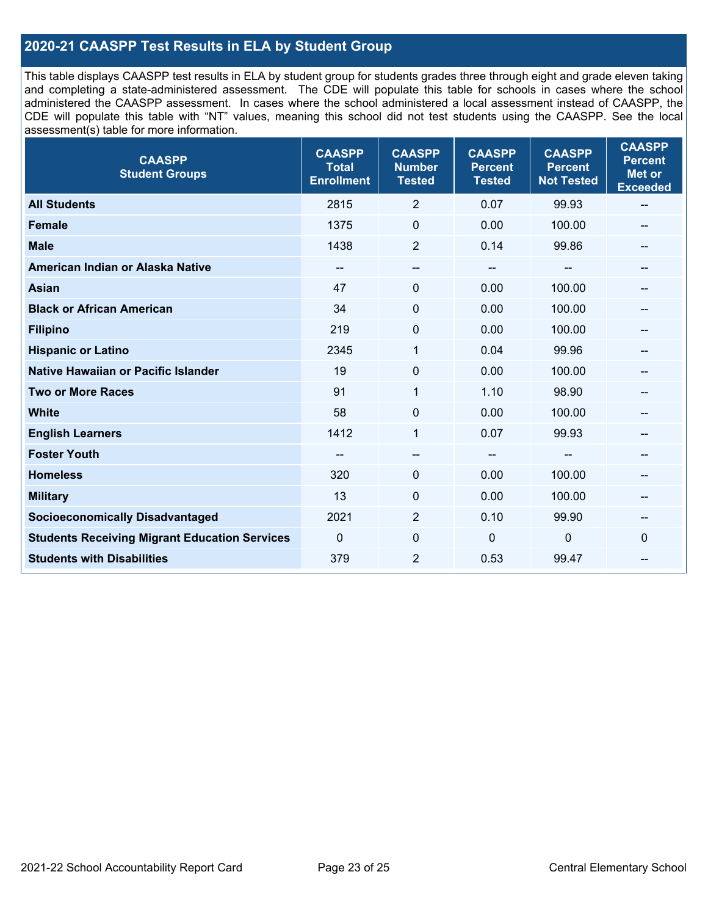## 2020-21 CAASPP Test Results in ELA by Student Group

This table displays CAASPP test results in ELA by student group for students grades three through eight and grade eleven taking and completing a state-administered assessment. The CDE will populate this table for schools in cases where the school administered the CAASPP assessment. In cases where the school administered a local assessment instead of CAASPP, the CDE will populate this table with "NT" values, meaning this school did not test students using the CAASPP. See the local assessment(s) table for more information.

| CAASPP Student Groups | CAASPP Total Enrollment | CAASPP Number Tested | CAASPP Percent Tested | CAASPP Percent Not Tested | CAASPP Percent Met or Exceeded |
|---|---|---|---|---|---|
| **All Students** | 2815 | 2 | 0.07 | 99.93 | -- |
| **Female** | 1375 | 0 | 0.00 | 100.00 | -- |
| **Male** | 1438 | 2 | 0.14 | 99.86 | -- |
| **American Indian or Alaska Native** | -- | -- | -- | -- | -- |
| **Asian** | 47 | 0 | 0.00 | 100.00 | -- |
| **Black or African American** | 34 | 0 | 0.00 | 100.00 | -- |
| **Filipino** | 219 | 0 | 0.00 | 100.00 | -- |
| **Hispanic or Latino** | 2345 | 1 | 0.04 | 99.96 | -- |
| **Native Hawaiian or Pacific Islander** | 19 | 0 | 0.00 | 100.00 | -- |
| **Two or More Races** | 91 | 1 | 1.10 | 98.90 | -- |
| **White** | 58 | 0 | 0.00 | 100.00 | -- |
| **English Learners** | 1412 | 1 | 0.07 | 99.93 | -- |
| **Foster Youth** | -- | -- | -- | -- | -- |
| **Homeless** | 320 | 0 | 0.00 | 100.00 | -- |
| **Military** | 13 | 0 | 0.00 | 100.00 | -- |
| **Socioeconomically Disadvantaged** | 2021 | 2 | 0.10 | 99.90 | -- |
| **Students Receiving Migrant Education Services** | 0 | 0 | 0 | 0 | 0 |
| **Students with Disabilities** | 379 | 2 | 0.53 | 99.47 | -- |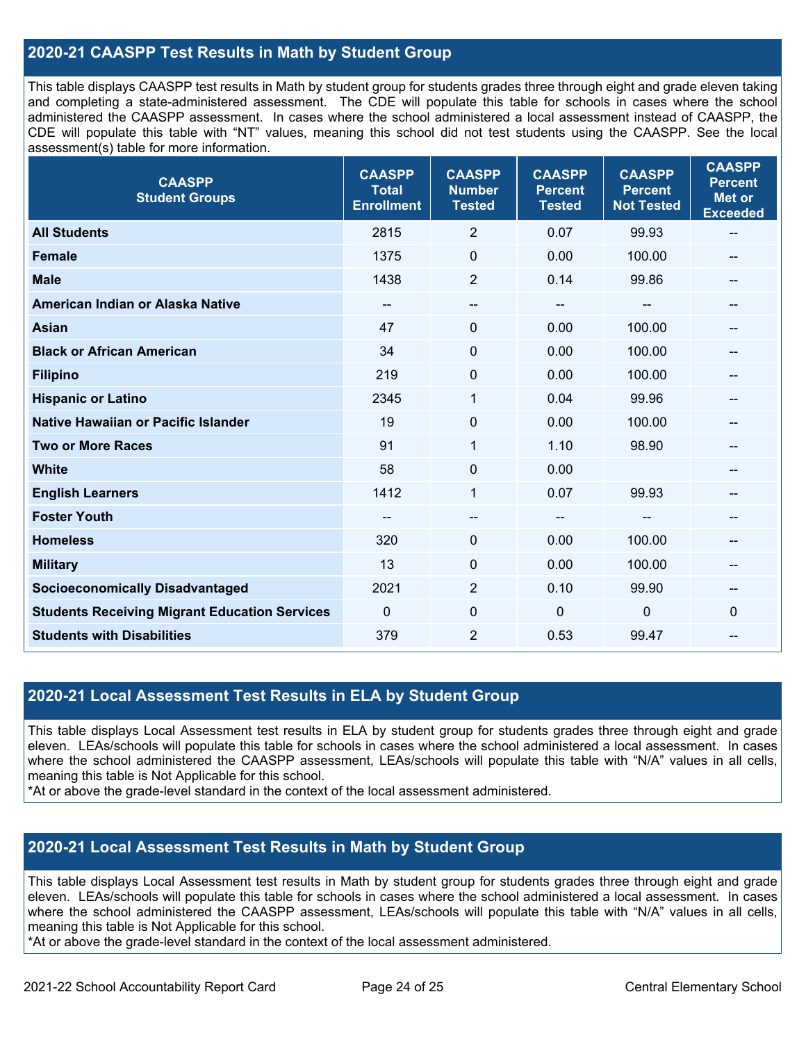## 2020-21 CAASPP Test Results in Math by Student Group

This table displays CAASPP test results in Math by student group for students grades three through eight and grade eleven taking and completing a state-administered assessment. The CDE will populate this table for schools in cases where the school administered the CAASPP assessment. In cases where the school administered a local assessment instead of CAASPP, the CDE will populate this table with "NT" values, meaning this school did not test students using the CAASPP. See the local assessment(s) table for more information.

| CAASPP Student Groups | CAASPP Total Enrollment | CAASPP Number Tested | CAASPP Percent Tested | CAASPP Percent Not Tested | CAASPP Percent Met or Exceeded |
|---|---|---|---|---|---|
| **All Students** | 2815 | 2 | 0.07 | 99.93 | -- |
| **Female** | 1375 | 0 | 0.00 | 100.00 | -- |
| **Male** | 1438 | 2 | 0.14 | 99.86 | -- |
| **American Indian or Alaska Native** | -- | -- | -- | -- | -- |
| **Asian** | 47 | 0 | 0.00 | 100.00 | -- |
| **Black or African American** | 34 | 0 | 0.00 | 100.00 | -- |
| **Filipino** | 219 | 0 | 0.00 | 100.00 | -- |
| **Hispanic or Latino** | 2345 | 1 | 0.04 | 99.96 | -- |
| **Native Hawaiian or Pacific Islander** | 19 | 0 | 0.00 | 100.00 | -- |
| **Two or More Races** | 91 | 1 | 1.10 | 98.90 | -- |
| **White** | 58 | 0 | 0.00 | | -- |
| **English Learners** | 1412 | 1 | 0.07 | 99.93 | -- |
| **Foster Youth** | -- | -- | -- | -- | -- |
| **Homeless** | 320 | 0 | 0.00 | 100.00 | -- |
| **Military** | 13 | 0 | 0.00 | 100.00 | -- |
| **Socioeconomically Disadvantaged** | 2021 | 2 | 0.10 | 99.90 | -- |
| **Students Receiving Migrant Education Services** | 0 | 0 | 0 | 0 | 0 |
| **Students with Disabilities** | 379 | 2 | 0.53 | 99.47 | -- |

## 2020-21 Local Assessment Test Results in ELA by Student Group

This table displays Local Assessment test results in ELA by student group for students grades three through eight and grade eleven. LEAs/schools will populate this table for schools in cases where the school administered a local assessment. In cases where the school administered the CAASPP assessment, LEAs/schools will populate this table with "N/A" values in all cells, meaning this table is Not Applicable for this school.
*At or above the grade-level standard in the context of the local assessment administered.

## 2020-21 Local Assessment Test Results in Math by Student Group

This table displays Local Assessment test results in Math by student group for students grades three through eight and grade eleven. LEAs/schools will populate this table for schools in cases where the school administered a local assessment. In cases where the school administered the CAASPP assessment, LEAs/schools will populate this table with "N/A" values in all cells, meaning this table is Not Applicable for this school.
*At or above the grade-level standard in the context of the local assessment administered.